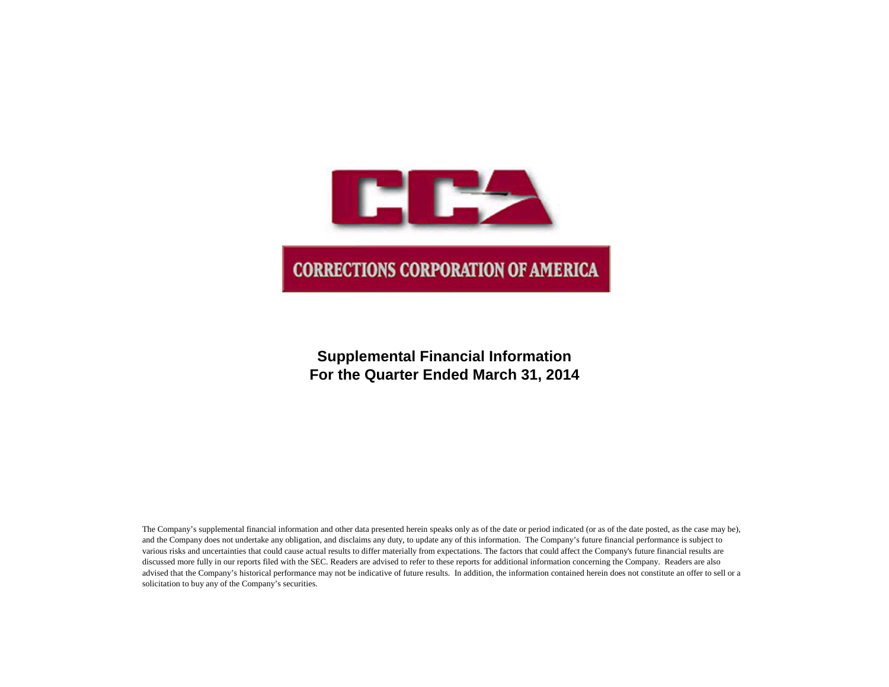CCA

CORRECTIONS CORPORATION OF AMERICA

# Supplemental Financial Information
# For the Quarter Ended March 31, 2014

The Company's supplemental financial information and other data presented herein speaks only as of the date or period indicated (or as of the date posted, as the case may be), and the Company does not undertake any obligation, and disclaims any duty, to update any of this information. The Company's future financial performance is subject to various risks and uncertainties that could cause actual results to differ materially from expectations. The factors that could affect the Company's future financial results are discussed more fully in our reports filed with the SEC. Readers are advised to refer to these reports for additional information concerning the Company. Readers are also advised that the Company's historical performance may not be indicative of future results. In addition, the information contained herein does not constitute an offer to sell or a solicitation to buy any of the Company's securities.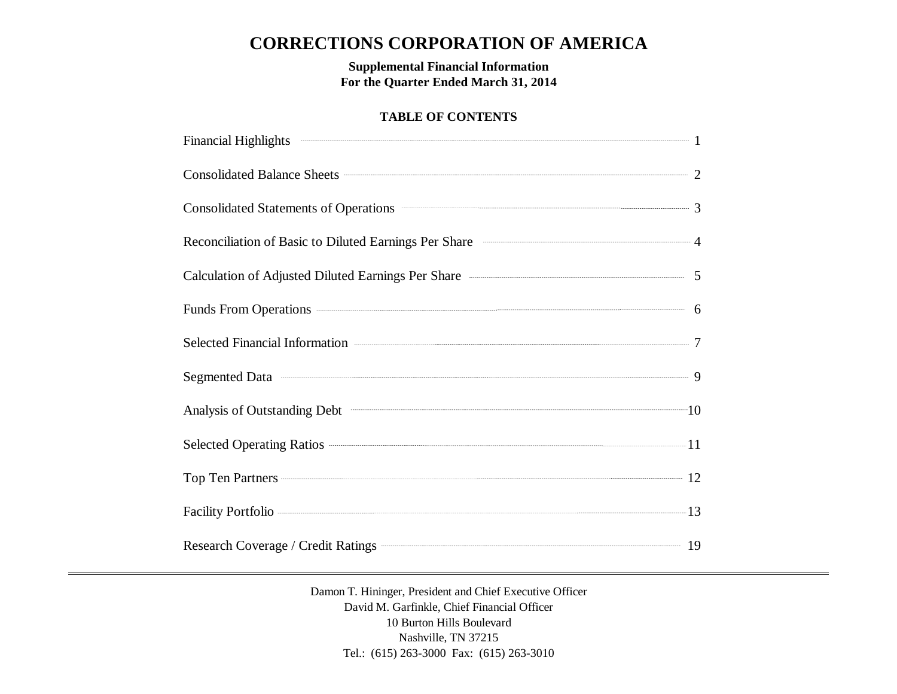# CORRECTIONS CORPORATION OF AMERICA

**Supplemental Financial Information**
**For the Quarter Ended March 31, 2014**

**TABLE OF CONTENTS**

| | |
|---|---|
| Financial Highlights | 1 |
| Consolidated Balance Sheets | 2 |
| Consolidated Statements of Operations | 3 |
| Reconciliation of Basic to Diluted Earnings Per Share | 4 |
| Calculation of Adjusted Diluted Earnings Per Share | 5 |
| Funds From Operations | 6 |
| Selected Financial Information | 7 |
| Segmented Data | 9 |
| Analysis of Outstanding Debt | 10 |
| Selected Operating Ratios | 11 |
| Top Ten Partners | 12 |
| Facility Portfolio | 13 |
| Research Coverage / Credit Ratings | 19 |

---

Damon T. Hininger, President and Chief Executive Officer
David M. Garfinkle, Chief Financial Officer
10 Burton Hills Boulevard
Nashville, TN 37215
Tel.: (615) 263-3000 Fax: (615) 263-3010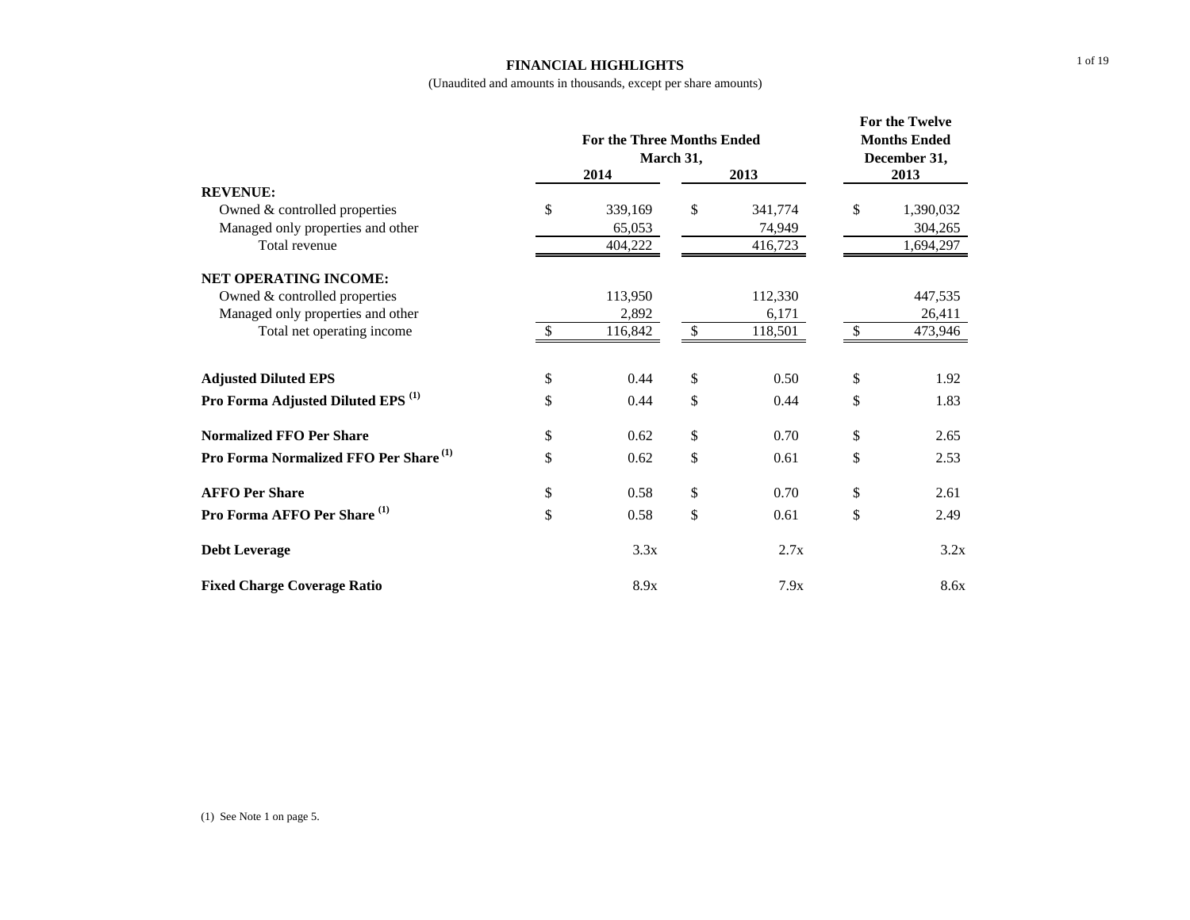# FINANCIAL HIGHLIGHTS

(Unaudited and amounts in thousands, except per share amounts)

| | For the Three Months Ended March 31, 2014 | For the Three Months Ended March 31, 2013 | For the Twelve Months Ended December 31, 2013 |
|---|---|---|---|
| **REVENUE:** | | | |
| Owned & controlled properties | $ 339,169 | $ 341,774 | $ 1,390,032 |
| Managed only properties and other | 65,053 | 74,949 | 304,265 |
| Total revenue | 404,222 | 416,723 | 1,694,297 |
| **NET OPERATING INCOME:** | | | |
| Owned & controlled properties | 113,950 | 112,330 | 447,535 |
| Managed only properties and other | 2,892 | 6,171 | 26,411 |
| Total net operating income | $ 116,842 | $ 118,501 | $ 473,946 |
| **Adjusted Diluted EPS** | $ 0.44 | $ 0.50 | $ 1.92 |
| **Pro Forma Adjusted Diluted EPS [(1)]** | $ 0.44 | $ 0.44 | $ 1.83 |
| **Normalized FFO Per Share** | $ 0.62 | $ 0.70 | $ 2.65 |
| **Pro Forma Normalized FFO Per Share [(1)]** | $ 0.62 | $ 0.61 | $ 2.53 |
| **AFFO Per Share** | $ 0.58 | $ 0.70 | $ 2.61 |
| **Pro Forma AFFO Per Share [(1)]** | $ 0.58 | $ 0.61 | $ 2.49 |
| **Debt Leverage** | 3.3x | 2.7x | 3.2x |
| **Fixed Charge Coverage Ratio** | 8.9x | 7.9x | 8.6x |

(1) See Note 1 on page 5.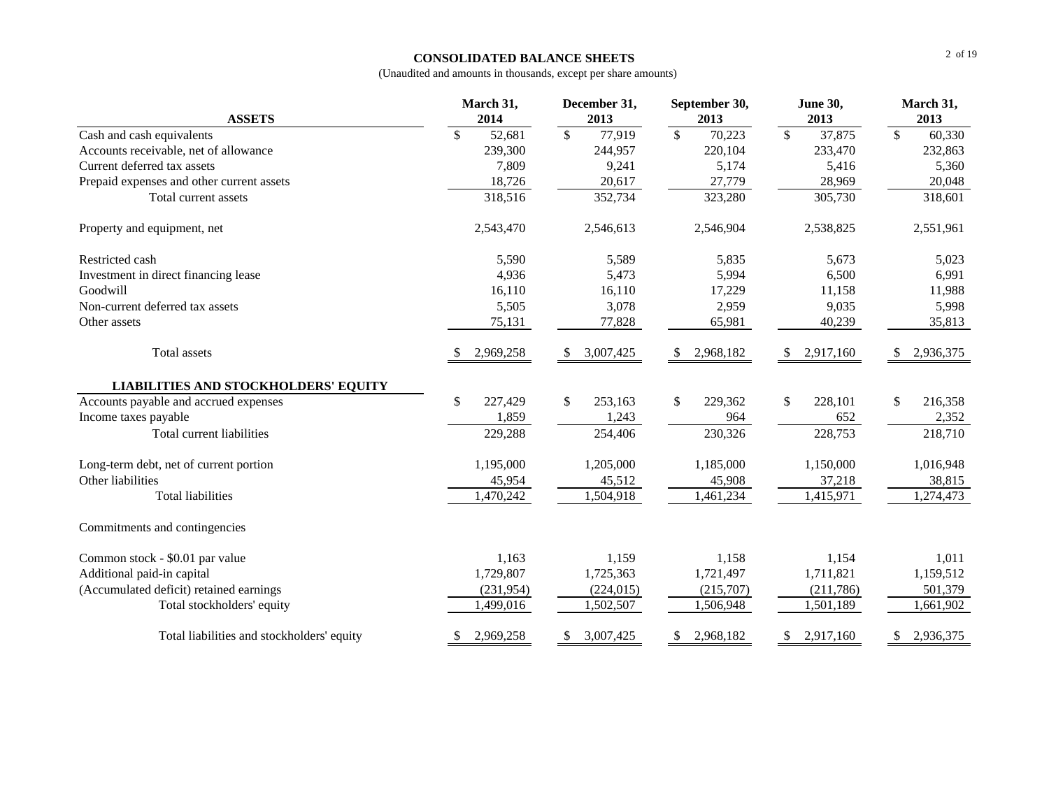## CONSOLIDATED BALANCE SHEETS

(Unaudited and amounts in thousands, except per share amounts)

| ASSETS | March 31, 2014 | December 31, 2013 | September 30, 2013 | June 30, 2013 | March 31, 2013 |
|---|---|---|---|---|---|
| Cash and cash equivalents | $ 52,681 | $ 77,919 | $ 70,223 | $ 37,875 | $ 60,330 |
| Accounts receivable, net of allowance | 239,300 | 244,957 | 220,104 | 233,470 | 232,863 |
| Current deferred tax assets | 7,809 | 9,241 | 5,174 | 5,416 | 5,360 |
| Prepaid expenses and other current assets | 18,726 | 20,617 | 27,779 | 28,969 | 20,048 |
| Total current assets | 318,516 | 352,734 | 323,280 | 305,730 | 318,601 |
| Property and equipment, net | 2,543,470 | 2,546,613 | 2,546,904 | 2,538,825 | 2,551,961 |
| Restricted cash | 5,590 | 5,589 | 5,835 | 5,673 | 5,023 |
| Investment in direct financing lease | 4,936 | 5,473 | 5,994 | 6,500 | 6,991 |
| Goodwill | 16,110 | 16,110 | 17,229 | 11,158 | 11,988 |
| Non-current deferred tax assets | 5,505 | 3,078 | 2,959 | 9,035 | 5,998 |
| Other assets | 75,131 | 77,828 | 65,981 | 40,239 | 35,813 |
| Total assets | $ 2,969,258 | $ 3,007,425 | $ 2,968,182 | $ 2,917,160 | $ 2,936,375 |
| **LIABILITIES AND STOCKHOLDERS' EQUITY** | | | | | |
| Accounts payable and accrued expenses | $ 227,429 | $ 253,163 | $ 229,362 | $ 228,101 | $ 216,358 |
| Income taxes payable | 1,859 | 1,243 | 964 | 652 | 2,352 |
| Total current liabilities | 229,288 | 254,406 | 230,326 | 228,753 | 218,710 |
| Long-term debt, net of current portion | 1,195,000 | 1,205,000 | 1,185,000 | 1,150,000 | 1,016,948 |
| Other liabilities | 45,954 | 45,512 | 45,908 | 37,218 | 38,815 |
| Total liabilities | 1,470,242 | 1,504,918 | 1,461,234 | 1,415,971 | 1,274,473 |
| Commitments and contingencies | | | | | |
| Common stock - $0.01 par value | 1,163 | 1,159 | 1,158 | 1,154 | 1,011 |
| Additional paid-in capital | 1,729,807 | 1,725,363 | 1,721,497 | 1,711,821 | 1,159,512 |
| (Accumulated deficit) retained earnings | (231,954) | (224,015) | (215,707) | (211,786) | 501,379 |
| Total stockholders' equity | 1,499,016 | 1,502,507 | 1,506,948 | 1,501,189 | 1,661,902 |
| Total liabilities and stockholders' equity | $ 2,969,258 | $ 3,007,425 | $ 2,968,182 | $ 2,917,160 | $ 2,936,375 |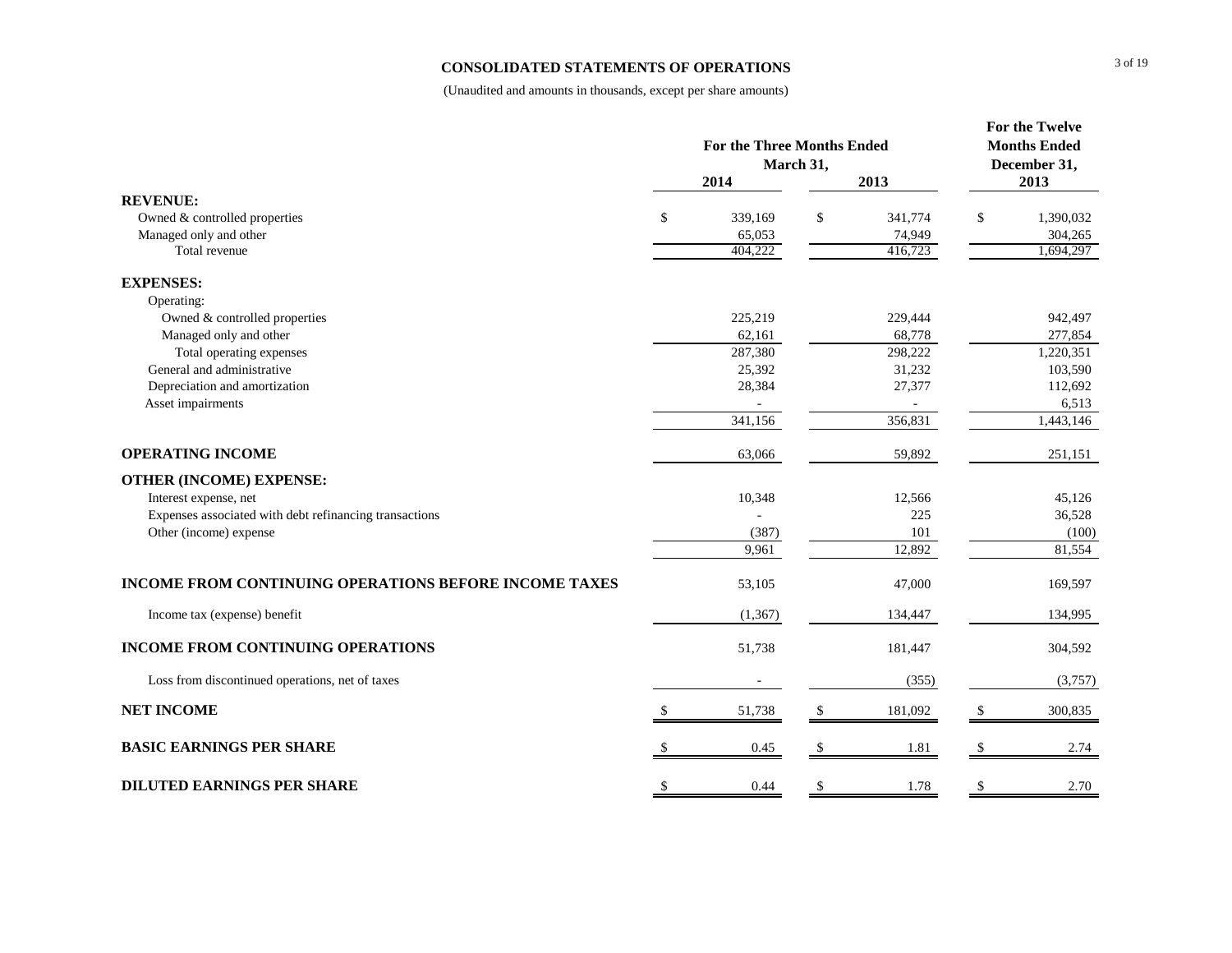## CONSOLIDATED STATEMENTS OF OPERATIONS

(Unaudited and amounts in thousands, except per share amounts)

| | For the Three Months Ended March 31, 2014 | For the Three Months Ended March 31, 2013 | For the Twelve Months Ended December 31, 2013 |
|---|---|---|---|
| **REVENUE:** | | | |
| Owned & controlled properties | $ 339,169 | $ 341,774 | $ 1,390,032 |
| Managed only and other | 65,053 | 74,949 | 304,265 |
| Total revenue | 404,222 | 416,723 | 1,694,297 |
| **EXPENSES:** | | | |
| Operating: | | | |
| Owned & controlled properties | 225,219 | 229,444 | 942,497 |
| Managed only and other | 62,161 | 68,778 | 277,854 |
| Total operating expenses | 287,380 | 298,222 | 1,220,351 |
| General and administrative | 25,392 | 31,232 | 103,590 |
| Depreciation and amortization | 28,384 | 27,377 | 112,692 |
| Asset impairments | - | - | 6,513 |
| | 341,156 | 356,831 | 1,443,146 |
| **OPERATING INCOME** | 63,066 | 59,892 | 251,151 |
| **OTHER (INCOME) EXPENSE:** | | | |
| Interest expense, net | 10,348 | 12,566 | 45,126 |
| Expenses associated with debt refinancing transactions | - | 225 | 36,528 |
| Other (income) expense | (387) | 101 | (100) |
| | 9,961 | 12,892 | 81,554 |
| **INCOME FROM CONTINUING OPERATIONS BEFORE INCOME TAXES** | 53,105 | 47,000 | 169,597 |
| Income tax (expense) benefit | (1,367) | 134,447 | 134,995 |
| **INCOME FROM CONTINUING OPERATIONS** | 51,738 | 181,447 | 304,592 |
| Loss from discontinued operations, net of taxes | - | (355) | (3,757) |
| **NET INCOME** | $ 51,738 | $ 181,092 | $ 300,835 |
| **BASIC EARNINGS PER SHARE** | $ 0.45 | $ 1.81 | $ 2.74 |
| **DILUTED EARNINGS PER SHARE** | $ 0.44 | $ 1.78 | $ 2.70 |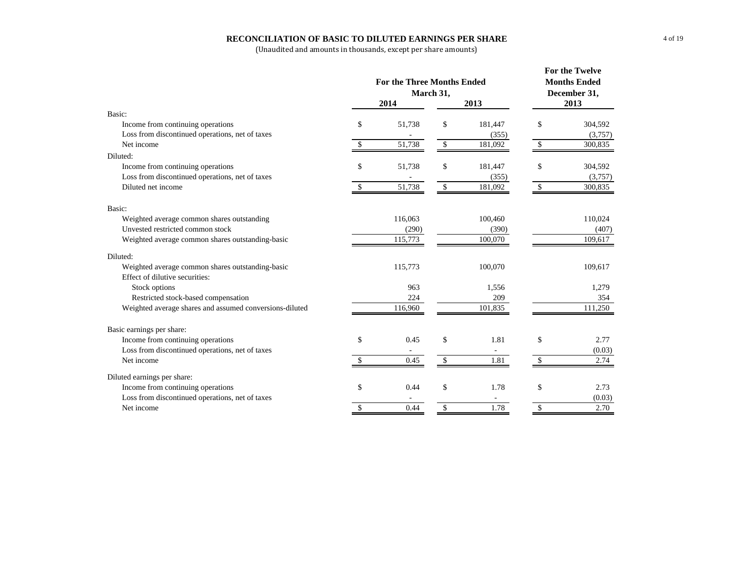## RECONCILIATION OF BASIC TO DILUTED EARNINGS PER SHARE

(Unaudited and amounts in thousands, except per share amounts)

| | For the Three Months Ended March 31, 2014 | For the Three Months Ended March 31, 2013 | For the Twelve Months Ended December 31, 2013 |
|---|---|---|---|
| **Basic:** | | | |
| Income from continuing operations | $ 51,738 | $ 181,447 | $ 304,592 |
| Loss from discontinued operations, net of taxes | - | (355) | (3,757) |
| Net income | $ 51,738 | $ 181,092 | $ 300,835 |
| **Diluted:** | | | |
| Income from continuing operations | $ 51,738 | $ 181,447 | $ 304,592 |
| Loss from discontinued operations, net of taxes | - | (355) | (3,757) |
| Diluted net income | $ 51,738 | $ 181,092 | $ 300,835 |
| **Basic:** | | | |
| Weighted average common shares outstanding | 116,063 | 100,460 | 110,024 |
| Unvested restricted common stock | (290) | (390) | (407) |
| Weighted average common shares outstanding-basic | 115,773 | 100,070 | 109,617 |
| **Diluted:** | | | |
| Weighted average common shares outstanding-basic | 115,773 | 100,070 | 109,617 |
| Effect of dilutive securities: | | | |
| Stock options | 963 | 1,556 | 1,279 |
| Restricted stock-based compensation | 224 | 209 | 354 |
| Weighted average shares and assumed conversions-diluted | 116,960 | 101,835 | 111,250 |
| **Basic earnings per share:** | | | |
| Income from continuing operations | $ 0.45 | $ 1.81 | $ 2.77 |
| Loss from discontinued operations, net of taxes | - | - | (0.03) |
| Net income | $ 0.45 | $ 1.81 | $ 2.74 |
| **Diluted earnings per share:** | | | |
| Income from continuing operations | $ 0.44 | $ 1.78 | $ 2.73 |
| Loss from discontinued operations, net of taxes | - | - | (0.03) |
| Net income | $ 0.44 | $ 1.78 | $ 2.70 |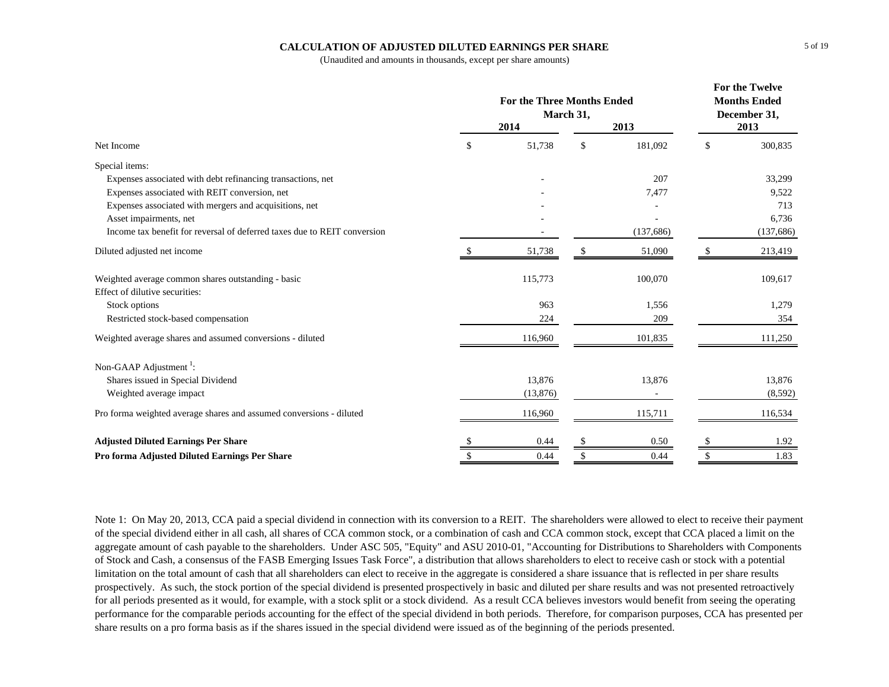# CALCULATION OF ADJUSTED DILUTED EARNINGS PER SHARE

(Unaudited and amounts in thousands, except per share amounts)

| | For the Three Months Ended March 31, 2014 | For the Three Months Ended March 31, 2013 | For the Twelve Months Ended December 31, 2013 |
|---|---|---|---|
| Net Income | $ 51,738 | $ 181,092 | $ 300,835 |
| Special items: | | | |
| Expenses associated with debt refinancing transactions, net | - | 207 | 33,299 |
| Expenses associated with REIT conversion, net | - | 7,477 | 9,522 |
| Expenses associated with mergers and acquisitions, net | - | - | 713 |
| Asset impairments, net | - | - | 6,736 |
| Income tax benefit for reversal of deferred taxes due to REIT conversion | - | (137,686) | (137,686) |
| Diluted adjusted net income | $ 51,738 | $ 51,090 | $ 213,419 |
| Weighted average common shares outstanding - basic | 115,773 | 100,070 | 109,617 |
| Effect of dilutive securities: | | | |
| Stock options | 963 | 1,556 | 1,279 |
| Restricted stock-based compensation | 224 | 209 | 354 |
| Weighted average shares and assumed conversions - diluted | 116,960 | 101,835 | 111,250 |
| Non-GAAP Adjustment [1]: | | | |
| Shares issued in Special Dividend | 13,876 | 13,876 | 13,876 |
| Weighted average impact | (13,876) | - | (8,592) |
| Pro forma weighted average shares and assumed conversions - diluted | 116,960 | 115,711 | 116,534 |
| **Adjusted Diluted Earnings Per Share** | $ 0.44 | $ 0.50 | $ 1.92 |
| **Pro forma Adjusted Diluted Earnings Per Share** | $ 0.44 | $ 0.44 | $ 1.83 |

Note 1: On May 20, 2013, CCA paid a special dividend in connection with its conversion to a REIT. The shareholders were allowed to elect to receive their payment of the special dividend either in all cash, all shares of CCA common stock, or a combination of cash and CCA common stock, except that CCA placed a limit on the aggregate amount of cash payable to the shareholders. Under ASC 505, "Equity" and ASU 2010-01, "Accounting for Distributions to Shareholders with Components of Stock and Cash, a consensus of the FASB Emerging Issues Task Force", a distribution that allows shareholders to elect to receive cash or stock with a potential limitation on the total amount of cash that all shareholders can elect to receive in the aggregate is considered a share issuance that is reflected in per share results prospectively. As such, the stock portion of the special dividend is presented prospectively in basic and diluted per share results and was not presented retroactively for all periods presented as it would, for example, with a stock split or a stock dividend. As a result CCA believes investors would benefit from seeing the operating performance for the comparable periods accounting for the effect of the special dividend in both periods. Therefore, for comparison purposes, CCA has presented per share results on a pro forma basis as if the shares issued in the special dividend were issued as of the beginning of the periods presented.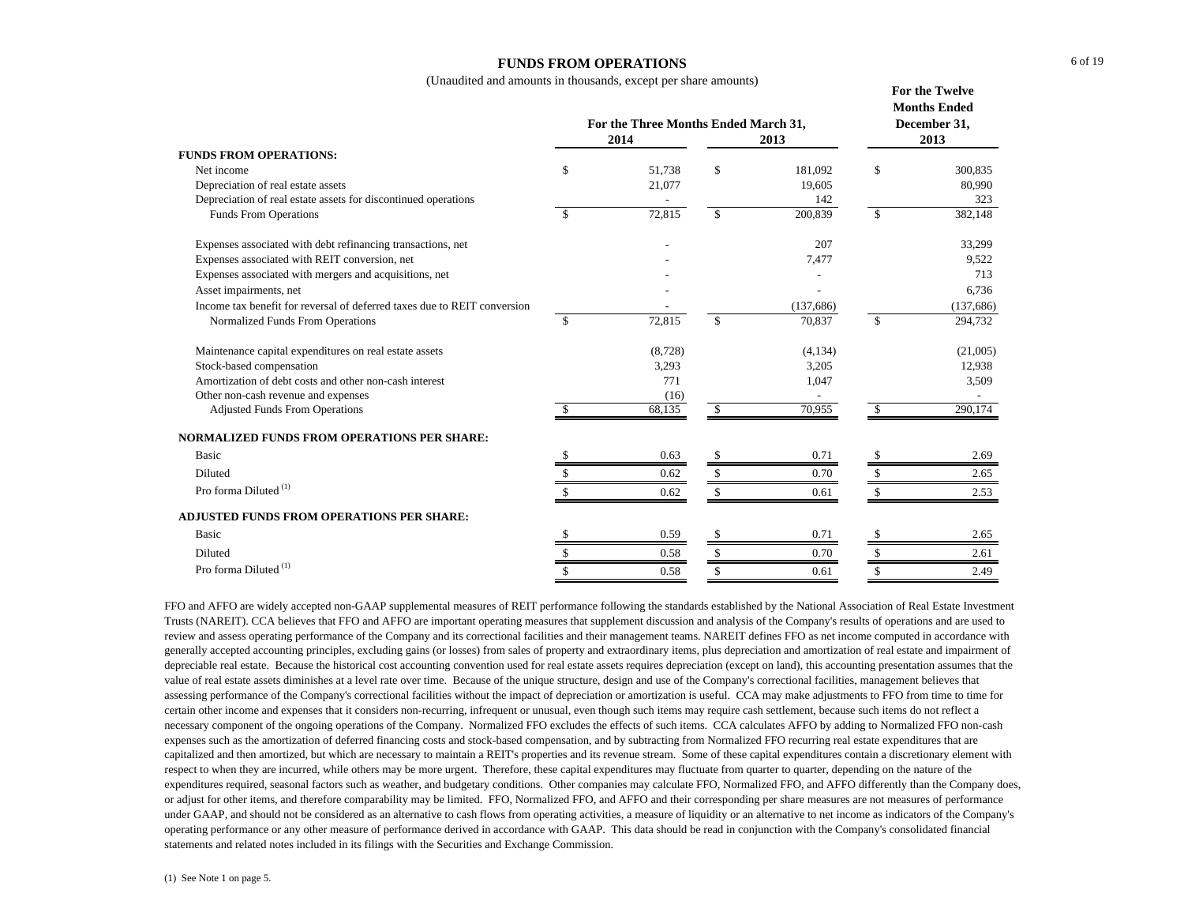# FUNDS FROM OPERATIONS

(Unaudited and amounts in thousands, except per share amounts)

| | For the Three Months Ended March 31, | | For the Twelve Months Ended December 31, |
|---|---|---|---|
| | 2014 | 2013 | 2013 |
| **FUNDS FROM OPERATIONS:** | | | |
| Net income | $ 51,738 | $ 181,092 | $ 300,835 |
| Depreciation of real estate assets | 21,077 | 19,605 | 80,990 |
| Depreciation of real estate assets for discontinued operations | - | 142 | 323 |
| Funds From Operations | $ 72,815 | $ 200,839 | $ 382,148 |
| | | | |
| Expenses associated with debt refinancing transactions, net | - | 207 | 33,299 |
| Expenses associated with REIT conversion, net | - | 7,477 | 9,522 |
| Expenses associated with mergers and acquisitions, net | - | - | 713 |
| Asset impairments, net | - | - | 6,736 |
| Income tax benefit for reversal of deferred taxes due to REIT conversion | - | (137,686) | (137,686) |
| Normalized Funds From Operations | $ 72,815 | $ 70,837 | $ 294,732 |
| | | | |
| Maintenance capital expenditures on real estate assets | (8,728) | (4,134) | (21,005) |
| Stock-based compensation | 3,293 | 3,205 | 12,938 |
| Amortization of debt costs and other non-cash interest | 771 | 1,047 | 3,509 |
| Other non-cash revenue and expenses | (16) | - | - |
| Adjusted Funds From Operations | $ 68,135 | $ 70,955 | $ 290,174 |
| | | | |
| **NORMALIZED FUNDS FROM OPERATIONS PER SHARE:** | | | |
| Basic | $ 0.63 | $ 0.71 | $ 2.69 |
| Diluted | $ 0.62 | $ 0.70 | $ 2.65 |
| Pro forma Diluted [(1)] | $ 0.62 | $ 0.61 | $ 2.53 |
| | | | |
| **ADJUSTED FUNDS FROM OPERATIONS PER SHARE:** | | | |
| Basic | $ 0.59 | $ 0.71 | $ 2.65 |
| Diluted | $ 0.58 | $ 0.70 | $ 2.61 |
| Pro forma Diluted [(1)] | $ 0.58 | $ 0.61 | $ 2.49 |

FFO and AFFO are widely accepted non-GAAP supplemental measures of REIT performance following the standards established by the National Association of Real Estate Investment Trusts (NAREIT). CCA believes that FFO and AFFO are important operating measures that supplement discussion and analysis of the Company's results of operations and are used to review and assess operating performance of the Company and its correctional facilities and their management teams. NAREIT defines FFO as net income computed in accordance with generally accepted accounting principles, excluding gains (or losses) from sales of property and extraordinary items, plus depreciation and amortization of real estate and impairment of depreciable real estate. Because the historical cost accounting convention used for real estate assets requires depreciation (except on land), this accounting presentation assumes that the value of real estate assets diminishes at a level rate over time. Because of the unique structure, design and use of the Company's correctional facilities, management believes that assessing performance of the Company's correctional facilities without the impact of depreciation or amortization is useful. CCA may make adjustments to FFO from time to time for certain other income and expenses that it considers non-recurring, infrequent or unusual, even though such items may require cash settlement, because such items do not reflect a necessary component of the ongoing operations of the Company. Normalized FFO excludes the effects of such items. CCA calculates AFFO by adding to Normalized FFO non-cash expenses such as the amortization of deferred financing costs and stock-based compensation, and by subtracting from Normalized FFO recurring real estate expenditures that are capitalized and then amortized, but which are necessary to maintain a REIT's properties and its revenue stream. Some of these capital expenditures contain a discretionary element with respect to when they are incurred, while others may be more urgent. Therefore, these capital expenditures may fluctuate from quarter to quarter, depending on the nature of the expenditures required, seasonal factors such as weather, and budgetary conditions. Other companies may calculate FFO, Normalized FFO, and AFFO differently than the Company does, or adjust for other items, and therefore comparability may be limited. FFO, Normalized FFO, and AFFO and their corresponding per share measures are not measures of performance under GAAP, and should not be considered as an alternative to cash flows from operating activities, a measure of liquidity or an alternative to net income as indicators of the Company's operating performance or any other measure of performance derived in accordance with GAAP. This data should be read in conjunction with the Company's consolidated financial statements and related notes included in its filings with the Securities and Exchange Commission.

(1) See Note 1 on page 5.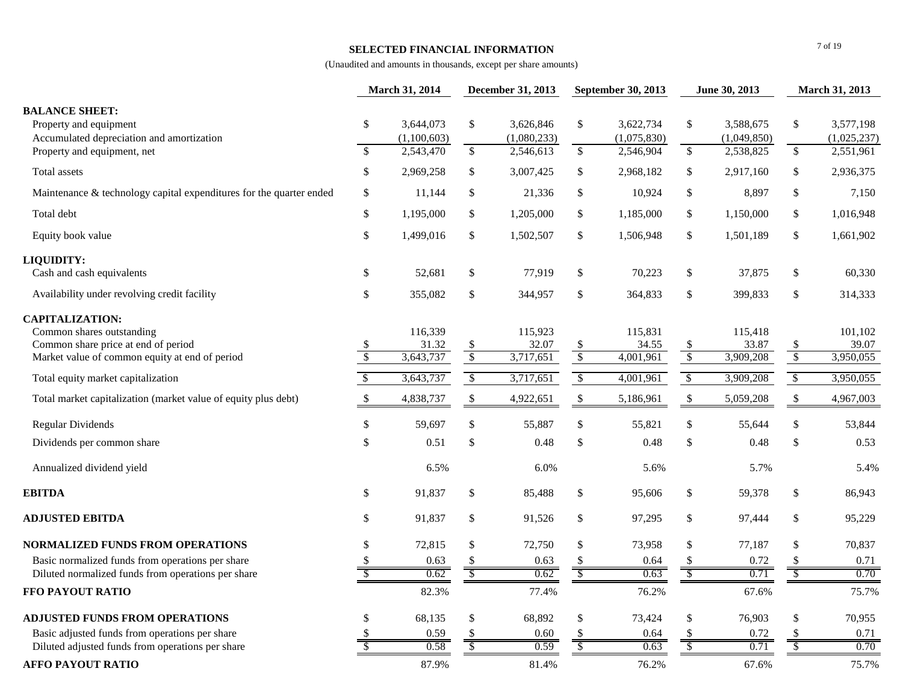**SELECTED FINANCIAL INFORMATION**

(Unaudited and amounts in thousands, except per share amounts)

| | March 31, 2014 | December 31, 2013 | September 30, 2013 | June 30, 2013 | March 31, 2013 |
|---|---|---|---|---|---|
| **BALANCE SHEET:** | | | | | |
| Property and equipment | $ 3,644,073 | $ 3,626,846 | $ 3,622,734 | $ 3,588,675 | $ 3,577,198 |
| Accumulated depreciation and amortization | (1,100,603) | (1,080,233) | (1,075,830) | (1,049,850) | (1,025,237) |
| Property and equipment, net | $ 2,543,470 | $ 2,546,613 | $ 2,546,904 | $ 2,538,825 | $ 2,551,961 |
| Total assets | $ 2,969,258 | $ 3,007,425 | $ 2,968,182 | $ 2,917,160 | $ 2,936,375 |
| Maintenance & technology capital expenditures for the quarter ended | $ 11,144 | $ 21,336 | $ 10,924 | $ 8,897 | $ 7,150 |
| Total debt | $ 1,195,000 | $ 1,205,000 | $ 1,185,000 | $ 1,150,000 | $ 1,016,948 |
| Equity book value | $ 1,499,016 | $ 1,502,507 | $ 1,506,948 | $ 1,501,189 | $ 1,661,902 |
| **LIQUIDITY:** | | | | | |
| Cash and cash equivalents | $ 52,681 | $ 77,919 | $ 70,223 | $ 37,875 | $ 60,330 |
| Availability under revolving credit facility | $ 355,082 | $ 344,957 | $ 364,833 | $ 399,833 | $ 314,333 |
| **CAPITALIZATION:** | | | | | |
| Common shares outstanding | 116,339 | 115,923 | 115,831 | 115,418 | 101,102 |
| Common share price at end of period | $ 31.32 | $ 32.07 | $ 34.55 | $ 33.87 | $ 39.07 |
| Market value of common equity at end of period | $ 3,643,737 | $ 3,717,651 | $ 4,001,961 | $ 3,909,208 | $ 3,950,055 |
| Total equity market capitalization | $ 3,643,737 | $ 3,717,651 | $ 4,001,961 | $ 3,909,208 | $ 3,950,055 |
| Total market capitalization (market value of equity plus debt) | $ 4,838,737 | $ 4,922,651 | $ 5,186,961 | $ 5,059,208 | $ 4,967,003 |
| Regular Dividends | $ 59,697 | $ 55,887 | $ 55,821 | $ 55,644 | $ 53,844 |
| Dividends per common share | $ 0.51 | $ 0.48 | $ 0.48 | $ 0.48 | $ 0.53 |
| Annualized dividend yield | 6.5% | 6.0% | 5.6% | 5.7% | 5.4% |
| **EBITDA** | $ 91,837 | $ 85,488 | $ 95,606 | $ 59,378 | $ 86,943 |
| **ADJUSTED EBITDA** | $ 91,837 | $ 91,526 | $ 97,295 | $ 97,444 | $ 95,229 |
| **NORMALIZED FUNDS FROM OPERATIONS** | $ 72,815 | $ 72,750 | $ 73,958 | $ 77,187 | $ 70,837 |
| Basic normalized funds from operations per share | $ 0.63 | $ 0.63 | $ 0.64 | $ 0.72 | $ 0.71 |
| Diluted normalized funds from operations per share | $ 0.62 | $ 0.62 | $ 0.63 | $ 0.71 | $ 0.70 |
| **FFO PAYOUT RATIO** | 82.3% | 77.4% | 76.2% | 67.6% | 75.7% |
| **ADJUSTED FUNDS FROM OPERATIONS** | $ 68,135 | $ 68,892 | $ 73,424 | $ 76,903 | $ 70,955 |
| Basic adjusted funds from operations per share | $ 0.59 | $ 0.60 | $ 0.64 | $ 0.72 | $ 0.71 |
| Diluted adjusted funds from operations per share | $ 0.58 | $ 0.59 | $ 0.63 | $ 0.71 | $ 0.70 |
| **AFFO PAYOUT RATIO** | 87.9% | 81.4% | 76.2% | 67.6% | 75.7% |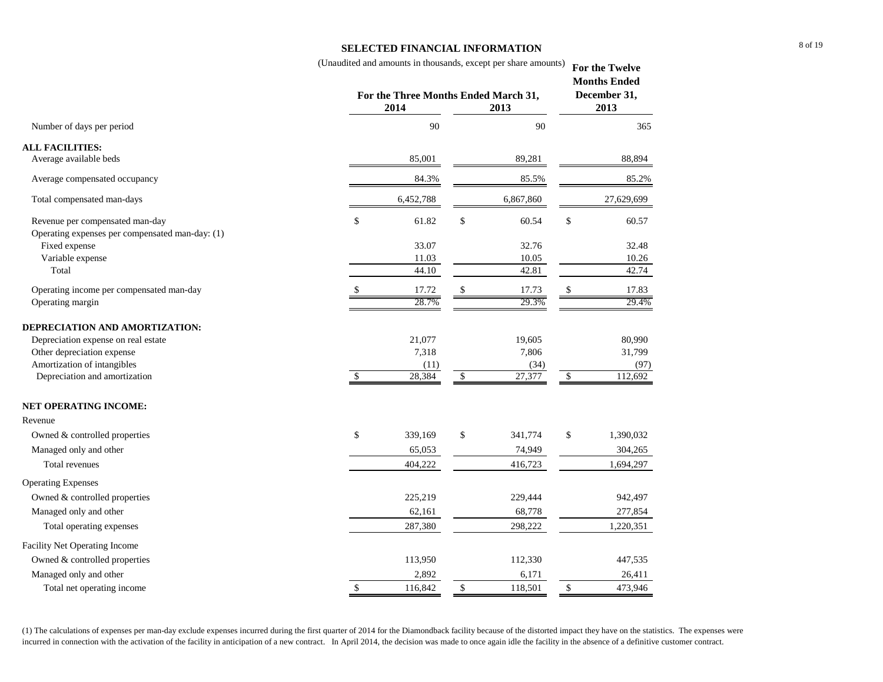# SELECTED FINANCIAL INFORMATION

(Unaudited and amounts in thousands, except per share amounts)

| | For the Three Months Ended March 31, 2014 | For the Three Months Ended March 31, 2013 | For the Twelve Months Ended December 31, 2013 |
|---|---|---|---|
| Number of days per period | 90 | 90 | 365 |
| **ALL FACILITIES:** | | | |
| Average available beds | 85,001 | 89,281 | 88,894 |
| Average compensated occupancy | 84.3% | 85.5% | 85.2% |
| Total compensated man-days | 6,452,788 | 6,867,860 | 27,629,699 |
| Revenue per compensated man-day | $ 61.82 | $ 60.54 | $ 60.57 |
| Operating expenses per compensated man-day: (1) | | | |
| Fixed expense | 33.07 | 32.76 | 32.48 |
| Variable expense | 11.03 | 10.05 | 10.26 |
| Total | 44.10 | 42.81 | 42.74 |
| Operating income per compensated man-day | $ 17.72 | $ 17.73 | $ 17.83 |
| Operating margin | 28.7% | 29.3% | 29.4% |
| **DEPRECIATION AND AMORTIZATION:** | | | |
| Depreciation expense on real estate | 21,077 | 19,605 | 80,990 |
| Other depreciation expense | 7,318 | 7,806 | 31,799 |
| Amortization of intangibles | (11) | (34) | (97) |
| Depreciation and amortization | $ 28,384 | $ 27,377 | $ 112,692 |
| **NET OPERATING INCOME:** | | | |
| Revenue | | | |
| Owned & controlled properties | $ 339,169 | $ 341,774 | $ 1,390,032 |
| Managed only and other | 65,053 | 74,949 | 304,265 |
| Total revenues | 404,222 | 416,723 | 1,694,297 |
| Operating Expenses | | | |
| Owned & controlled properties | 225,219 | 229,444 | 942,497 |
| Managed only and other | 62,161 | 68,778 | 277,854 |
| Total operating expenses | 287,380 | 298,222 | 1,220,351 |
| Facility Net Operating Income | | | |
| Owned & controlled properties | 113,950 | 112,330 | 447,535 |
| Managed only and other | 2,892 | 6,171 | 26,411 |
| Total net operating income | $ 116,842 | $ 118,501 | $ 473,946 |

(1) The calculations of expenses per man-day exclude expenses incurred during the first quarter of 2014 for the Diamondback facility because of the distorted impact they have on the statistics. The expenses were incurred in connection with the activation of the facility in anticipation of a new contract. In April 2014, the decision was made to once again idle the facility in the absence of a definitive customer contract.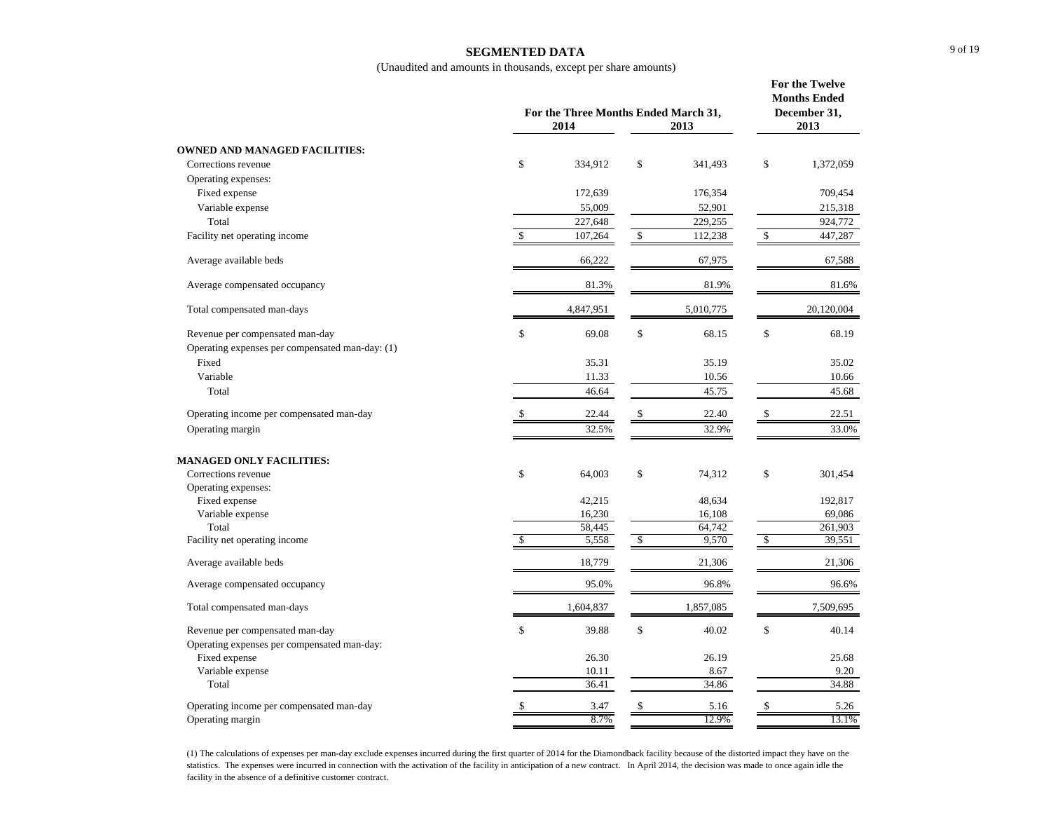## SEGMENTED DATA

(Unaudited and amounts in thousands, except per share amounts)

| | For the Three Months Ended March 31, 2014 | For the Three Months Ended March 31, 2013 | For the Twelve Months Ended December 31, 2013 |
|---|---|---|---|
| **OWNED AND MANAGED FACILITIES:** | | | |
| Corrections revenue | $ 334,912 | $ 341,493 | $ 1,372,059 |
| Operating expenses: | | | |
| Fixed expense | 172,639 | 176,354 | 709,454 |
| Variable expense | 55,009 | 52,901 | 215,318 |
| Total | 227,648 | 229,255 | 924,772 |
| Facility net operating income | $ 107,264 | $ 112,238 | $ 447,287 |
| Average available beds | 66,222 | 67,975 | 67,588 |
| Average compensated occupancy | 81.3% | 81.9% | 81.6% |
| Total compensated man-days | 4,847,951 | 5,010,775 | 20,120,004 |
| Revenue per compensated man-day | $ 69.08 | $ 68.15 | $ 68.19 |
| Operating expenses per compensated man-day: (1) | | | |
| Fixed | 35.31 | 35.19 | 35.02 |
| Variable | 11.33 | 10.56 | 10.66 |
| Total | 46.64 | 45.75 | 45.68 |
| Operating income per compensated man-day | $ 22.44 | $ 22.40 | $ 22.51 |
| Operating margin | 32.5% | 32.9% | 33.0% |
| **MANAGED ONLY FACILITIES:** | | | |
| Corrections revenue | $ 64,003 | $ 74,312 | $ 301,454 |
| Operating expenses: | | | |
| Fixed expense | 42,215 | 48,634 | 192,817 |
| Variable expense | 16,230 | 16,108 | 69,086 |
| Total | 58,445 | 64,742 | 261,903 |
| Facility net operating income | $ 5,558 | $ 9,570 | $ 39,551 |
| Average available beds | 18,779 | 21,306 | 21,306 |
| Average compensated occupancy | 95.0% | 96.8% | 96.6% |
| Total compensated man-days | 1,604,837 | 1,857,085 | 7,509,695 |
| Revenue per compensated man-day | $ 39.88 | $ 40.02 | $ 40.14 |
| Operating expenses per compensated man-day: | | | |
| Fixed expense | 26.30 | 26.19 | 25.68 |
| Variable expense | 10.11 | 8.67 | 9.20 |
| Total | 36.41 | 34.86 | 34.88 |
| Operating income per compensated man-day | $ 3.47 | $ 5.16 | $ 5.26 |
| Operating margin | 8.7% | 12.9% | 13.1% |

(1) The calculations of expenses per man-day exclude expenses incurred during the first quarter of 2014 for the Diamondback facility because of the distorted impact they have on the statistics. The expenses were incurred in connection with the activation of the facility in anticipation of a new contract. In April 2014, the decision was made to once again idle the facility in the absence of a definitive customer contract.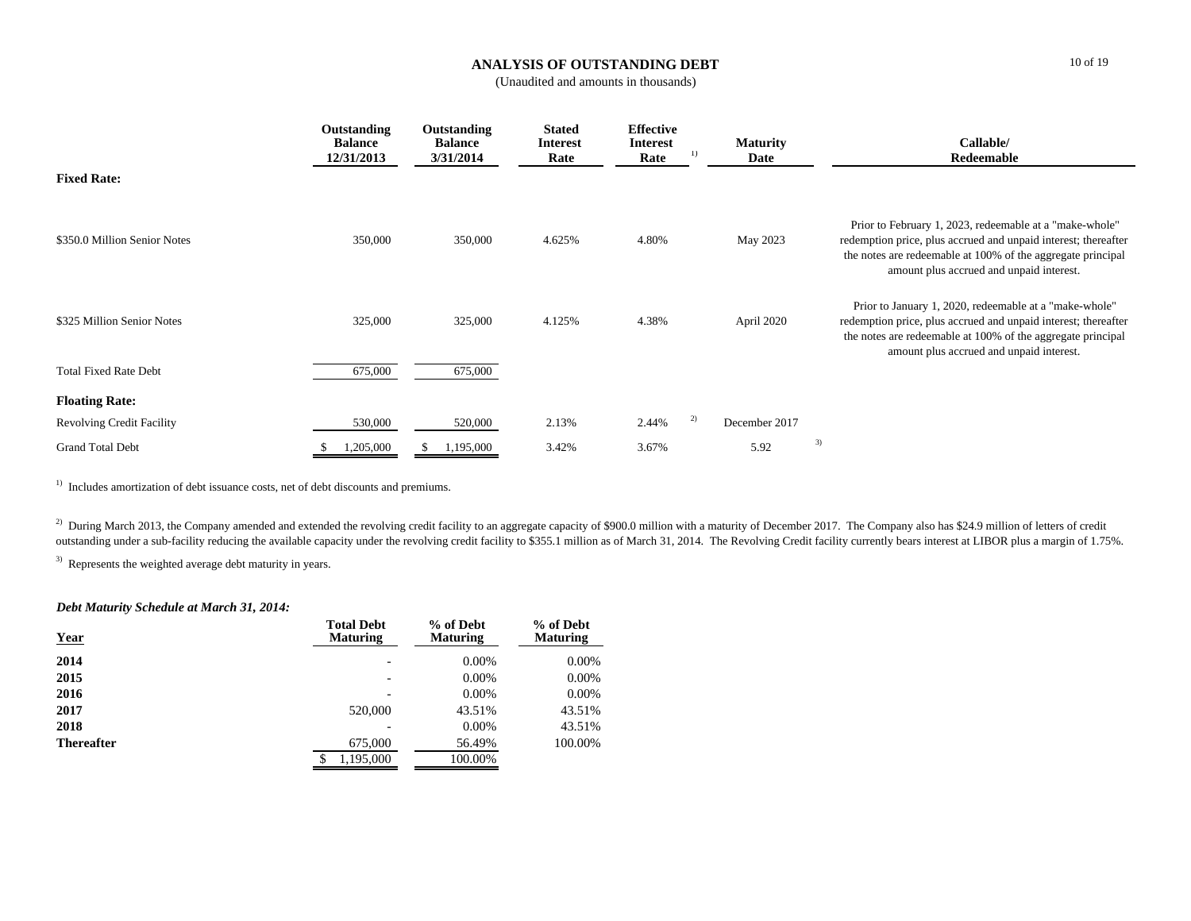# ANALYSIS OF OUTSTANDING DEBT

(Unaudited and amounts in thousands)

| | Outstanding Balance 12/31/2013 | Outstanding Balance 3/31/2014 | Stated Interest Rate | Effective Interest Rate [1] | Maturity Date | Callable/ Redeemable |
|---|---|---|---|---|---|---|
| **Fixed Rate:** | | | | | | |
| $350.0 Million Senior Notes | 350,000 | 350,000 | 4.625% | 4.80% | May 2023 | Prior to February 1, 2023, redeemable at a "make-whole" redemption price, plus accrued and unpaid interest; thereafter the notes are redeemable at 100% of the aggregate principal amount plus accrued and unpaid interest. |
| $325 Million Senior Notes | 325,000 | 325,000 | 4.125% | 4.38% | April 2020 | Prior to January 1, 2020, redeemable at a "make-whole" redemption price, plus accrued and unpaid interest; thereafter the notes are redeemable at 100% of the aggregate principal amount plus accrued and unpaid interest. |
| Total Fixed Rate Debt | 675,000 | 675,000 | | | | |
| **Floating Rate:** | | | | | | |
| Revolving Credit Facility | 530,000 | 520,000 | 2.13% | 2.44% [2] | December 2017 | |
| Grand Total Debt | $ 1,205,000 | $ 1,195,000 | 3.42% | 3.67% | 5.92 [3] | |

[1] Includes amortization of debt issuance costs, net of debt discounts and premiums.

[2] During March 2013, the Company amended and extended the revolving credit facility to an aggregate capacity of $900.0 million with a maturity of December 2017. The Company also has $24.9 million of letters of credit outstanding under a sub-facility reducing the available capacity under the revolving credit facility to $355.1 million as of March 31, 2014. The Revolving Credit facility currently bears interest at LIBOR plus a margin of 1.75%.

[3] Represents the weighted average debt maturity in years.

***Debt Maturity Schedule at March 31, 2014:***

| Year | Total Debt Maturing | % of Debt Maturing | % of Debt Maturing |
|---|---|---|---|
| **2014** | - | 0.00% | 0.00% |
| **2015** | - | 0.00% | 0.00% |
| **2016** | - | 0.00% | 0.00% |
| **2017** | 520,000 | 43.51% | 43.51% |
| **2018** | - | 0.00% | 43.51% |
| **Thereafter** | 675,000 | 56.49% | 100.00% |
| | $ 1,195,000 | 100.00% | |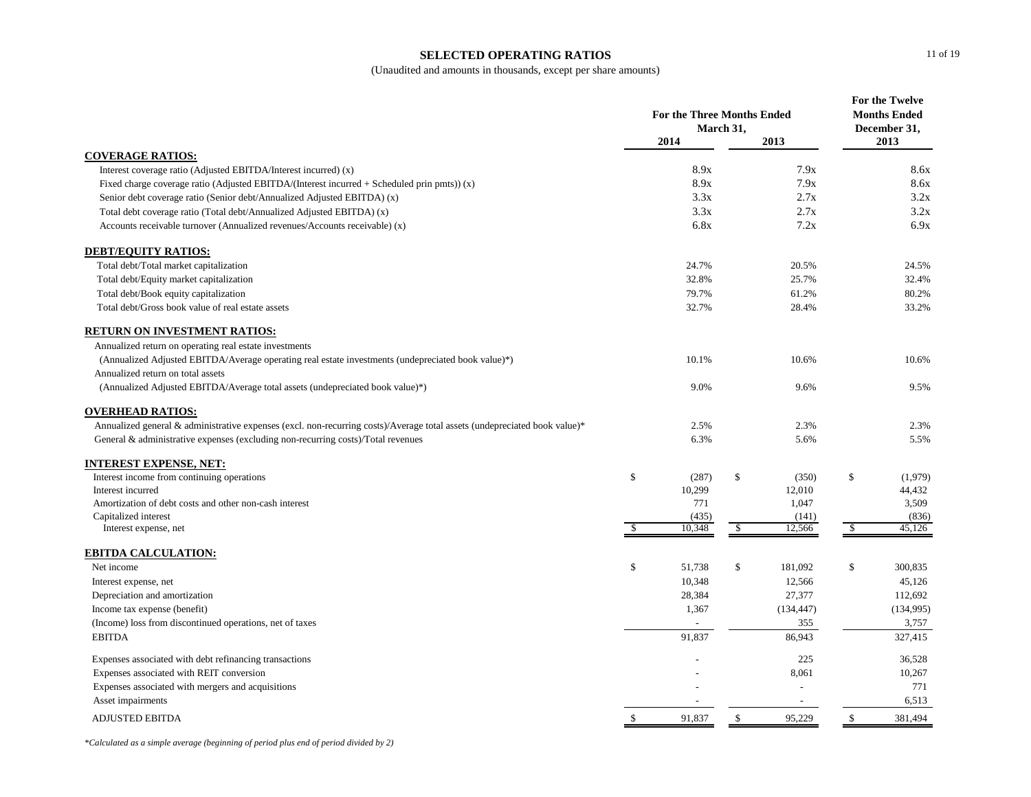# SELECTED OPERATING RATIOS

(Unaudited and amounts in thousands, except per share amounts)

| | For the Three Months Ended March 31, 2014 | For the Three Months Ended March 31, 2013 | For the Twelve Months Ended December 31, 2013 |
|---|---|---|---|
| **COVERAGE RATIOS:** | | | |
| Interest coverage ratio (Adjusted EBITDA/Interest incurred) (x) | 8.9x | 7.9x | 8.6x |
| Fixed charge coverage ratio (Adjusted EBITDA/(Interest incurred + Scheduled prin pmts)) (x) | 8.9x | 7.9x | 8.6x |
| Senior debt coverage ratio (Senior debt/Annualized Adjusted EBITDA) (x) | 3.3x | 2.7x | 3.2x |
| Total debt coverage ratio (Total debt/Annualized Adjusted EBITDA) (x) | 3.3x | 2.7x | 3.2x |
| Accounts receivable turnover (Annualized revenues/Accounts receivable) (x) | 6.8x | 7.2x | 6.9x |
| **DEBT/EQUITY RATIOS:** | | | |
| Total debt/Total market capitalization | 24.7% | 20.5% | 24.5% |
| Total debt/Equity market capitalization | 32.8% | 25.7% | 32.4% |
| Total debt/Book equity capitalization | 79.7% | 61.2% | 80.2% |
| Total debt/Gross book value of real estate assets | 32.7% | 28.4% | 33.2% |
| **RETURN ON INVESTMENT RATIOS:** | | | |
| Annualized return on operating real estate investments (Annualized Adjusted EBITDA/Average operating real estate investments (undepreciated book value)*) | 10.1% | 10.6% | 10.6% |
| Annualized return on total assets (Annualized Adjusted EBITDA/Average total assets (undepreciated book value)*) | 9.0% | 9.6% | 9.5% |
| **OVERHEAD RATIOS:** | | | |
| Annualized general & administrative expenses (excl. non-recurring costs)/Average total assets (undepreciated book value)* | 2.5% | 2.3% | 2.3% |
| General & administrative expenses (excluding non-recurring costs)/Total revenues | 6.3% | 5.6% | 5.5% |
| **INTEREST EXPENSE, NET:** | | | |
| Interest income from continuing operations | $ (287) | $ (350) | $ (1,979) |
| Interest incurred | 10,299 | 12,010 | 44,432 |
| Amortization of debt costs and other non-cash interest | 771 | 1,047 | 3,509 |
| Capitalized interest | (435) | (141) | (836) |
| Interest expense, net | $ 10,348 | $ 12,566 | $ 45,126 |
| **EBITDA CALCULATION:** | | | |
| Net income | $ 51,738 | $ 181,092 | $ 300,835 |
| Interest expense, net | 10,348 | 12,566 | 45,126 |
| Depreciation and amortization | 28,384 | 27,377 | 112,692 |
| Income tax expense (benefit) | 1,367 | (134,447) | (134,995) |
| (Income) loss from discontinued operations, net of taxes | - | 355 | 3,757 |
| EBITDA | 91,837 | 86,943 | 327,415 |
| Expenses associated with debt refinancing transactions | - | 225 | 36,528 |
| Expenses associated with REIT conversion | - | 8,061 | 10,267 |
| Expenses associated with mergers and acquisitions | - | - | 771 |
| Asset impairments | - | - | 6,513 |
| ADJUSTED EBITDA | $ 91,837 | $ 95,229 | $ 381,494 |

*\*Calculated as a simple average (beginning of period plus end of period divided by 2)*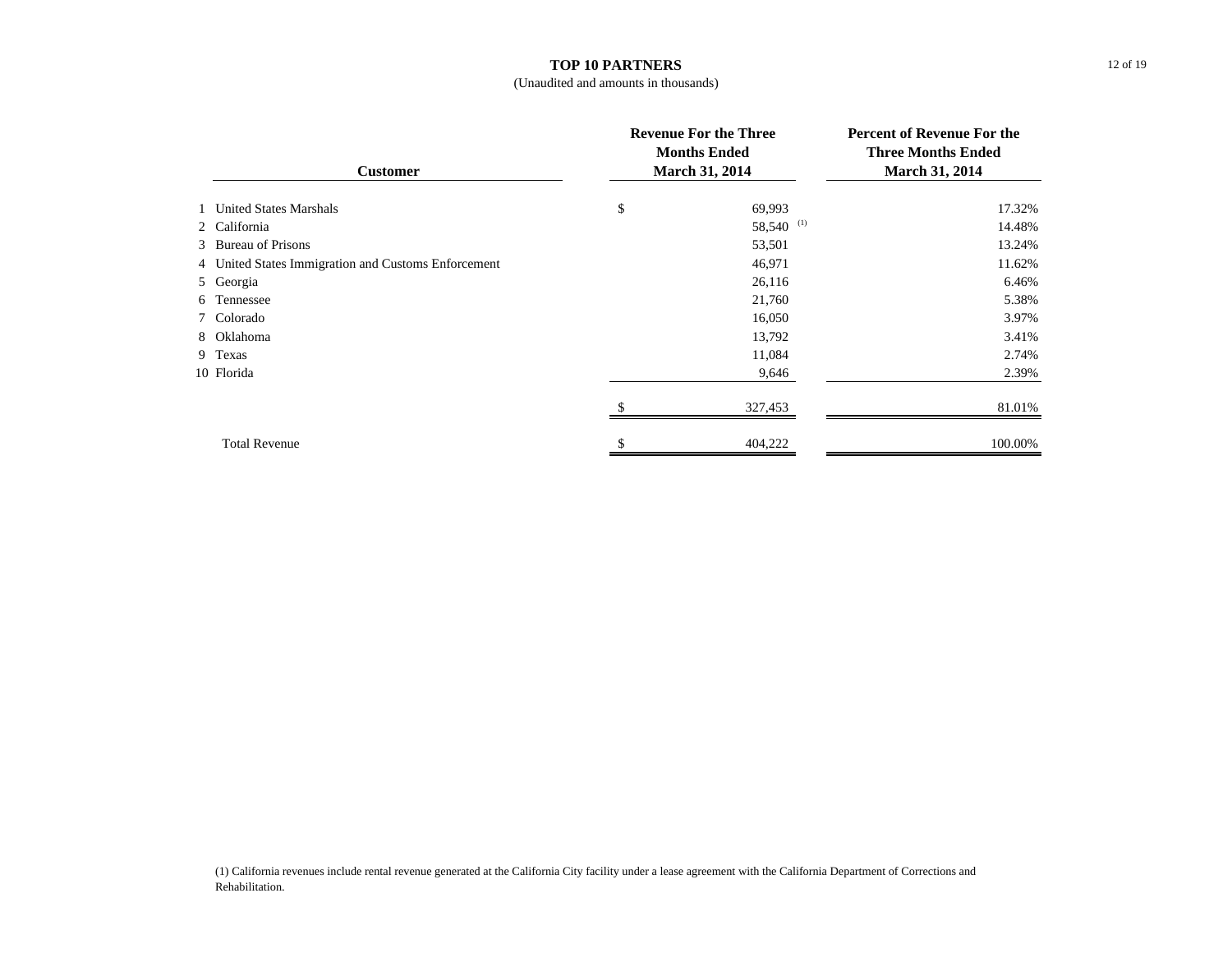# TOP 10 PARTNERS

(Unaudited and amounts in thousands)

| | Customer | Revenue For the Three Months Ended March 31, 2014 | Percent of Revenue For the Three Months Ended March 31, 2014 |
|---|---|---|---|
| 1 | United States Marshals | $ 69,993 | 17.32% |
| 2 | California | 58,540 (1) | 14.48% |
| 3 | Bureau of Prisons | 53,501 | 13.24% |
| 4 | United States Immigration and Customs Enforcement | 46,971 | 11.62% |
| 5 | Georgia | 26,116 | 6.46% |
| 6 | Tennessee | 21,760 | 5.38% |
| 7 | Colorado | 16,050 | 3.97% |
| 8 | Oklahoma | 13,792 | 3.41% |
| 9 | Texas | 11,084 | 2.74% |
| 10 | Florida | 9,646 | 2.39% |
| | | $ 327,453 | 81.01% |
| | Total Revenue | $ 404,222 | 100.00% |

(1) California revenues include rental revenue generated at the California City facility under a lease agreement with the California Department of Corrections and Rehabilitation.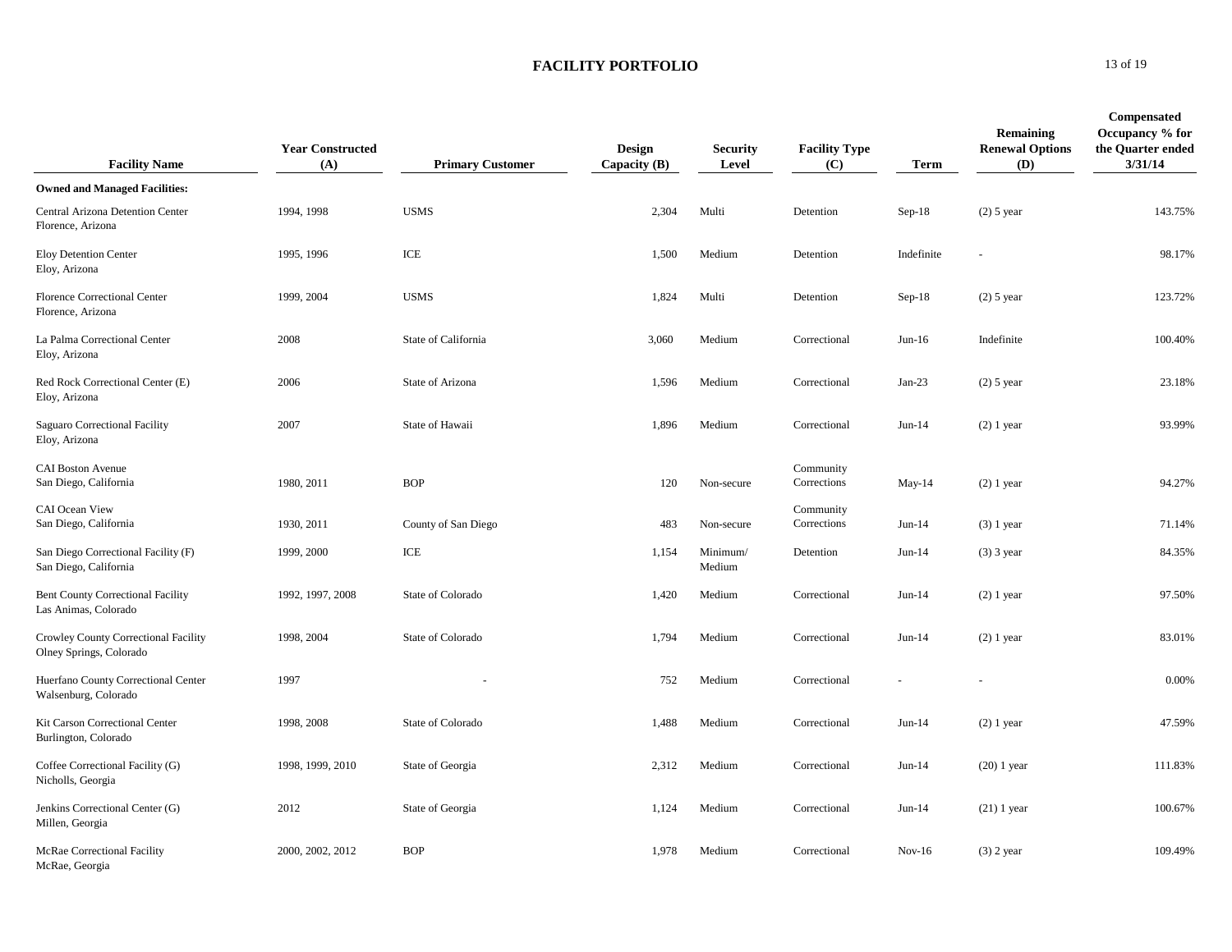## FACILITY PORTFOLIO

| Facility Name | Year Constructed (A) | Primary Customer | Design Capacity (B) | Security Level | Facility Type (C) | Term | Remaining Renewal Options (D) | Compensated Occupancy % for the Quarter ended 3/31/14 |
|---|---|---|---|---|---|---|---|---|
| **Owned and Managed Facilities:** | | | | | | | | |
| Central Arizona Detention Center<br>Florence, Arizona | 1994, 1998 | USMS | 2,304 | Multi | Detention | Sep-18 | (2) 5 year | 143.75% |
| Eloy Detention Center<br>Eloy, Arizona | 1995, 1996 | ICE | 1,500 | Medium | Detention | Indefinite | - | 98.17% |
| Florence Correctional Center<br>Florence, Arizona | 1999, 2004 | USMS | 1,824 | Multi | Detention | Sep-18 | (2) 5 year | 123.72% |
| La Palma Correctional Center<br>Eloy, Arizona | 2008 | State of California | 3,060 | Medium | Correctional | Jun-16 | Indefinite | 100.40% |
| Red Rock Correctional Center (E)<br>Eloy, Arizona | 2006 | State of Arizona | 1,596 | Medium | Correctional | Jan-23 | (2) 5 year | 23.18% |
| Saguaro Correctional Facility<br>Eloy, Arizona | 2007 | State of Hawaii | 1,896 | Medium | Correctional | Jun-14 | (2) 1 year | 93.99% |
| CAI Boston Avenue<br>San Diego, California | 1980, 2011 | BOP | 120 | Non-secure | Community Corrections | May-14 | (2) 1 year | 94.27% |
| CAI Ocean View<br>San Diego, California | 1930, 2011 | County of San Diego | 483 | Non-secure | Community Corrections | Jun-14 | (3) 1 year | 71.14% |
| San Diego Correctional Facility (F)<br>San Diego, California | 1999, 2000 | ICE | 1,154 | Minimum/ Medium | Detention | Jun-14 | (3) 3 year | 84.35% |
| Bent County Correctional Facility<br>Las Animas, Colorado | 1992, 1997, 2008 | State of Colorado | 1,420 | Medium | Correctional | Jun-14 | (2) 1 year | 97.50% |
| Crowley County Correctional Facility<br>Olney Springs, Colorado | 1998, 2004 | State of Colorado | 1,794 | Medium | Correctional | Jun-14 | (2) 1 year | 83.01% |
| Huerfano County Correctional Center<br>Walsenburg, Colorado | 1997 | - | 752 | Medium | Correctional | - | - | 0.00% |
| Kit Carson Correctional Center<br>Burlington, Colorado | 1998, 2008 | State of Colorado | 1,488 | Medium | Correctional | Jun-14 | (2) 1 year | 47.59% |
| Coffee Correctional Facility (G)<br>Nicholls, Georgia | 1998, 1999, 2010 | State of Georgia | 2,312 | Medium | Correctional | Jun-14 | (20) 1 year | 111.83% |
| Jenkins Correctional Center (G)<br>Millen, Georgia | 2012 | State of Georgia | 1,124 | Medium | Correctional | Jun-14 | (21) 1 year | 100.67% |
| McRae Correctional Facility<br>McRae, Georgia | 2000, 2002, 2012 | BOP | 1,978 | Medium | Correctional | Nov-16 | (3) 2 year | 109.49% |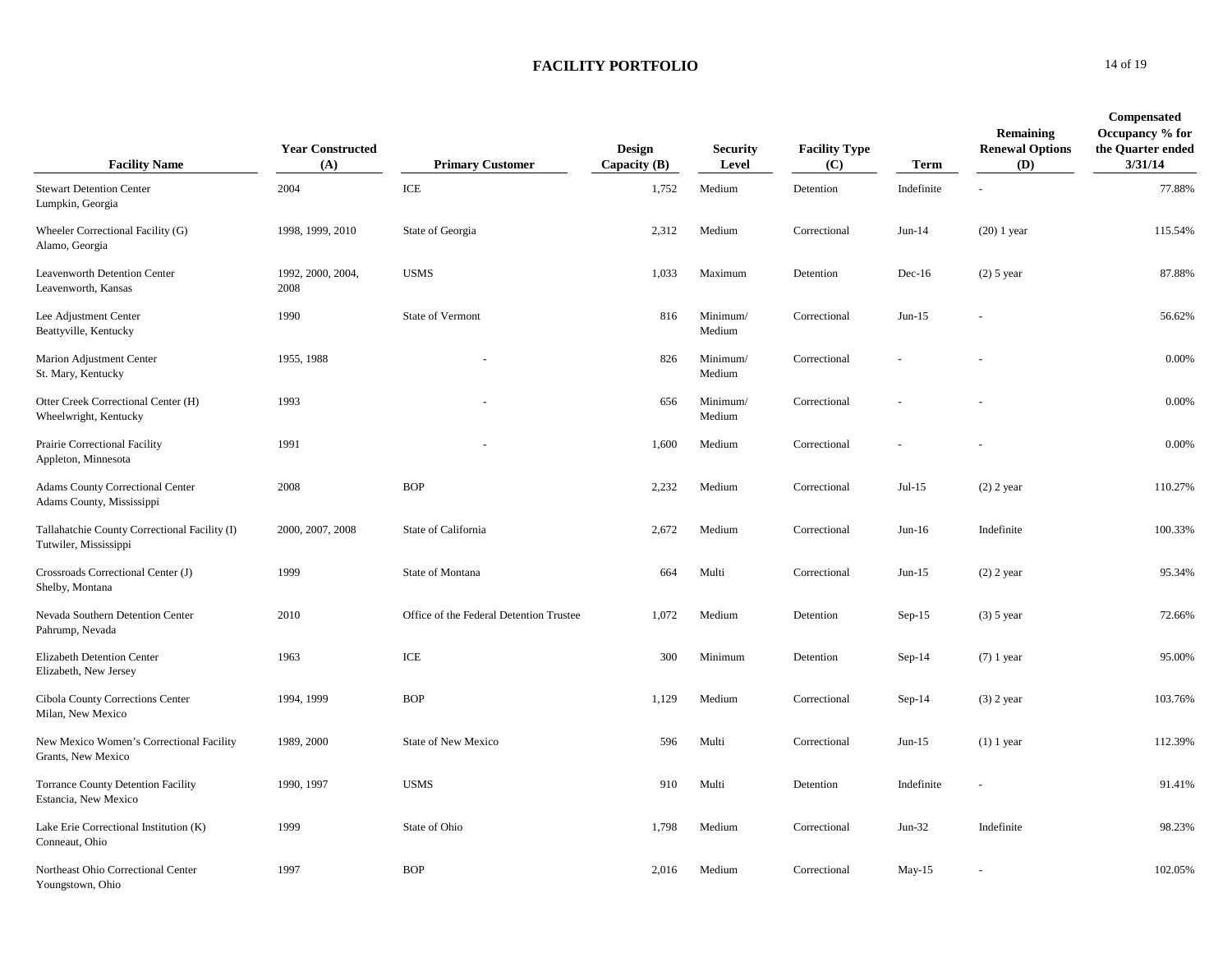# FACILITY PORTFOLIO

| Facility Name | Year Constructed (A) | Primary Customer | Design Capacity (B) | Security Level | Facility Type (C) | Term | Remaining Renewal Options (D) | Compensated Occupancy % for the Quarter ended 3/31/14 |
|---|---|---|---|---|---|---|---|---|
| Stewart Detention Center<br>Lumpkin, Georgia | 2004 | ICE | 1,752 | Medium | Detention | Indefinite | - | 77.88% |
| Wheeler Correctional Facility (G)<br>Alamo, Georgia | 1998, 1999, 2010 | State of Georgia | 2,312 | Medium | Correctional | Jun-14 | (20) 1 year | 115.54% |
| Leavenworth Detention Center<br>Leavenworth, Kansas | 1992, 2000, 2004, 2008 | USMS | 1,033 | Maximum | Detention | Dec-16 | (2) 5 year | 87.88% |
| Lee Adjustment Center<br>Beattyville, Kentucky | 1990 | State of Vermont | 816 | Minimum/ Medium | Correctional | Jun-15 | - | 56.62% |
| Marion Adjustment Center<br>St. Mary, Kentucky | 1955, 1988 | - | 826 | Minimum/ Medium | Correctional | - | - | 0.00% |
| Otter Creek Correctional Center (H)<br>Wheelwright, Kentucky | 1993 | - | 656 | Minimum/ Medium | Correctional | - | - | 0.00% |
| Prairie Correctional Facility<br>Appleton, Minnesota | 1991 | - | 1,600 | Medium | Correctional | - | - | 0.00% |
| Adams County Correctional Center<br>Adams County, Mississippi | 2008 | BOP | 2,232 | Medium | Correctional | Jul-15 | (2) 2 year | 110.27% |
| Tallahatchie County Correctional Facility (I)<br>Tutwiler, Mississippi | 2000, 2007, 2008 | State of California | 2,672 | Medium | Correctional | Jun-16 | Indefinite | 100.33% |
| Crossroads Correctional Center (J)<br>Shelby, Montana | 1999 | State of Montana | 664 | Multi | Correctional | Jun-15 | (2) 2 year | 95.34% |
| Nevada Southern Detention Center<br>Pahrump, Nevada | 2010 | Office of the Federal Detention Trustee | 1,072 | Medium | Detention | Sep-15 | (3) 5 year | 72.66% |
| Elizabeth Detention Center<br>Elizabeth, New Jersey | 1963 | ICE | 300 | Minimum | Detention | Sep-14 | (7) 1 year | 95.00% |
| Cibola County Corrections Center<br>Milan, New Mexico | 1994, 1999 | BOP | 1,129 | Medium | Correctional | Sep-14 | (3) 2 year | 103.76% |
| New Mexico Women's Correctional Facility<br>Grants, New Mexico | 1989, 2000 | State of New Mexico | 596 | Multi | Correctional | Jun-15 | (1) 1 year | 112.39% |
| Torrance County Detention Facility<br>Estancia, New Mexico | 1990, 1997 | USMS | 910 | Multi | Detention | Indefinite | - | 91.41% |
| Lake Erie Correctional Institution (K)<br>Conneaut, Ohio | 1999 | State of Ohio | 1,798 | Medium | Correctional | Jun-32 | Indefinite | 98.23% |
| Northeast Ohio Correctional Center<br>Youngstown, Ohio | 1997 | BOP | 2,016 | Medium | Correctional | May-15 | - | 102.05% |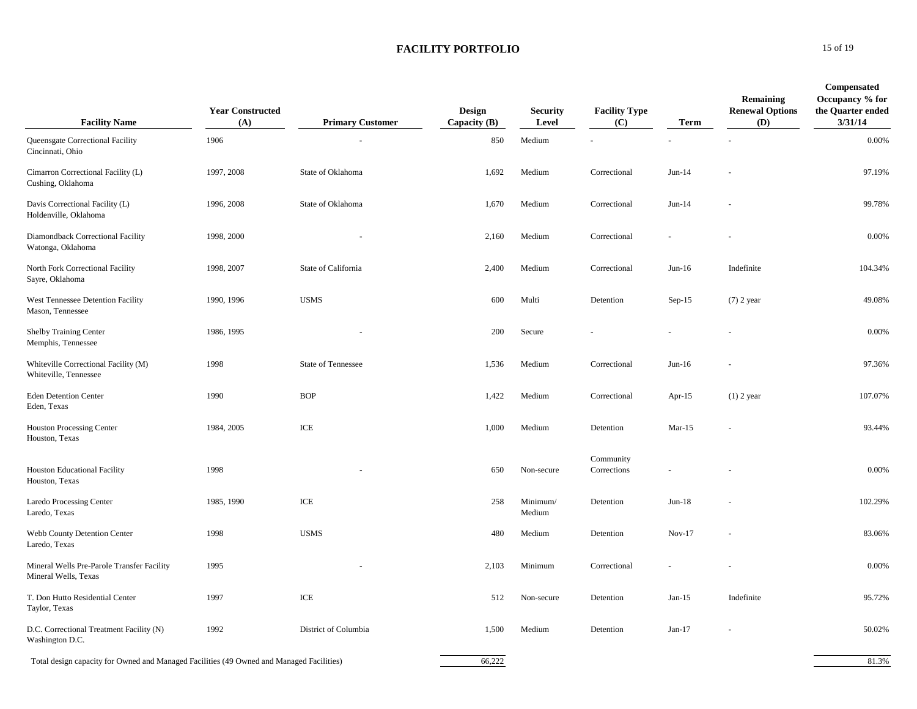# FACILITY PORTFOLIO

| Facility Name | Year Constructed (A) | Primary Customer | Design Capacity (B) | Security Level | Facility Type (C) | Term | Remaining Renewal Options (D) | Compensated Occupancy % for the Quarter ended 3/31/14 |
|---|---|---|---|---|---|---|---|---|
| Queensgate Correctional Facility<br>Cincinnati, Ohio | 1906 | - | 850 | Medium | - | - | - | 0.00% |
| Cimarron Correctional Facility (L)<br>Cushing, Oklahoma | 1997, 2008 | State of Oklahoma | 1,692 | Medium | Correctional | Jun-14 | - | 97.19% |
| Davis Correctional Facility (L)<br>Holdenville, Oklahoma | 1996, 2008 | State of Oklahoma | 1,670 | Medium | Correctional | Jun-14 | - | 99.78% |
| Diamondback Correctional Facility<br>Watonga, Oklahoma | 1998, 2000 | - | 2,160 | Medium | Correctional | - | - | 0.00% |
| North Fork Correctional Facility<br>Sayre, Oklahoma | 1998, 2007 | State of California | 2,400 | Medium | Correctional | Jun-16 | Indefinite | 104.34% |
| West Tennessee Detention Facility<br>Mason, Tennessee | 1990, 1996 | USMS | 600 | Multi | Detention | Sep-15 | (7) 2 year | 49.08% |
| Shelby Training Center<br>Memphis, Tennessee | 1986, 1995 | - | 200 | Secure | - | - | - | 0.00% |
| Whiteville Correctional Facility (M)<br>Whiteville, Tennessee | 1998 | State of Tennessee | 1,536 | Medium | Correctional | Jun-16 | - | 97.36% |
| Eden Detention Center<br>Eden, Texas | 1990 | BOP | 1,422 | Medium | Correctional | Apr-15 | (1) 2 year | 107.07% |
| Houston Processing Center<br>Houston, Texas | 1984, 2005 | ICE | 1,000 | Medium | Detention | Mar-15 | - | 93.44% |
| Houston Educational Facility<br>Houston, Texas | 1998 | - | 650 | Non-secure | Community Corrections | - | - | 0.00% |
| Laredo Processing Center<br>Laredo, Texas | 1985, 1990 | ICE | 258 | Minimum/ Medium | Detention | Jun-18 | - | 102.29% |
| Webb County Detention Center<br>Laredo, Texas | 1998 | USMS | 480 | Medium | Detention | Nov-17 | - | 83.06% |
| Mineral Wells Pre-Parole Transfer Facility<br>Mineral Wells, Texas | 1995 | - | 2,103 | Minimum | Correctional | - | - | 0.00% |
| T. Don Hutto Residential Center<br>Taylor, Texas | 1997 | ICE | 512 | Non-secure | Detention | Jan-15 | Indefinite | 95.72% |
| D.C. Correctional Treatment Facility (N)<br>Washington D.C. | 1992 | District of Columbia | 1,500 | Medium | Detention | Jan-17 | - | 50.02% |
| Total design capacity for Owned and Managed Facilities (49 Owned and Managed Facilities) | | | 66,222 | | | | | 81.3% |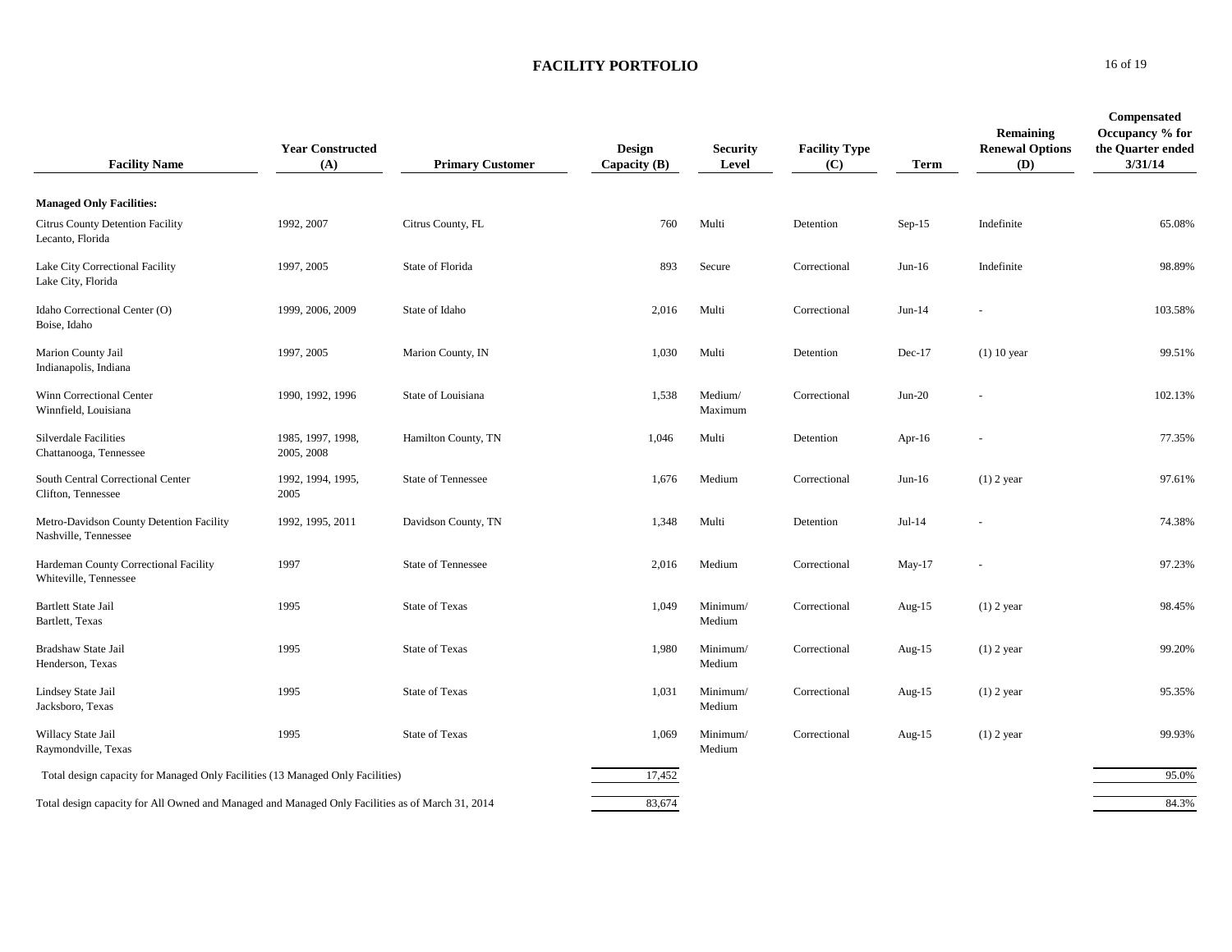# FACILITY PORTFOLIO

| Facility Name | Year Constructed (A) | Primary Customer | Design Capacity (B) | Security Level | Facility Type (C) | Term | Remaining Renewal Options (D) | Compensated Occupancy % for the Quarter ended 3/31/14 |
|---|---|---|---|---|---|---|---|---|
| **Managed Only Facilities:** | | | | | | | | |
| Citrus County Detention Facility<br>Lecanto, Florida | 1992, 2007 | Citrus County, FL | 760 | Multi | Detention | Sep-15 | Indefinite | 65.08% |
| Lake City Correctional Facility<br>Lake City, Florida | 1997, 2005 | State of Florida | 893 | Secure | Correctional | Jun-16 | Indefinite | 98.89% |
| Idaho Correctional Center (O)<br>Boise, Idaho | 1999, 2006, 2009 | State of Idaho | 2,016 | Multi | Correctional | Jun-14 | - | 103.58% |
| Marion County Jail<br>Indianapolis, Indiana | 1997, 2005 | Marion County, IN | 1,030 | Multi | Detention | Dec-17 | (1) 10 year | 99.51% |
| Winn Correctional Center<br>Winnfield, Louisiana | 1990, 1992, 1996 | State of Louisiana | 1,538 | Medium/ Maximum | Correctional | Jun-20 | - | 102.13% |
| Silverdale Facilities<br>Chattanooga, Tennessee | 1985, 1997, 1998, 2005, 2008 | Hamilton County, TN | 1,046 | Multi | Detention | Apr-16 | - | 77.35% |
| South Central Correctional Center<br>Clifton, Tennessee | 1992, 1994, 1995, 2005 | State of Tennessee | 1,676 | Medium | Correctional | Jun-16 | (1) 2 year | 97.61% |
| Metro-Davidson County Detention Facility<br>Nashville, Tennessee | 1992, 1995, 2011 | Davidson County, TN | 1,348 | Multi | Detention | Jul-14 | - | 74.38% |
| Hardeman County Correctional Facility<br>Whiteville, Tennessee | 1997 | State of Tennessee | 2,016 | Medium | Correctional | May-17 | - | 97.23% |
| Bartlett State Jail<br>Bartlett, Texas | 1995 | State of Texas | 1,049 | Minimum/ Medium | Correctional | Aug-15 | (1) 2 year | 98.45% |
| Bradshaw State Jail<br>Henderson, Texas | 1995 | State of Texas | 1,980 | Minimum/ Medium | Correctional | Aug-15 | (1) 2 year | 99.20% |
| Lindsey State Jail<br>Jacksboro, Texas | 1995 | State of Texas | 1,031 | Minimum/ Medium | Correctional | Aug-15 | (1) 2 year | 95.35% |
| Willacy State Jail<br>Raymondville, Texas | 1995 | State of Texas | 1,069 | Minimum/ Medium | Correctional | Aug-15 | (1) 2 year | 99.93% |
| Total design capacity for Managed Only Facilities (13 Managed Only Facilities) | | | 17,452 | | | | | 95.0% |
| Total design capacity for All Owned and Managed and Managed Only Facilities as of March 31, 2014 | | | 83,674 | | | | | 84.3% |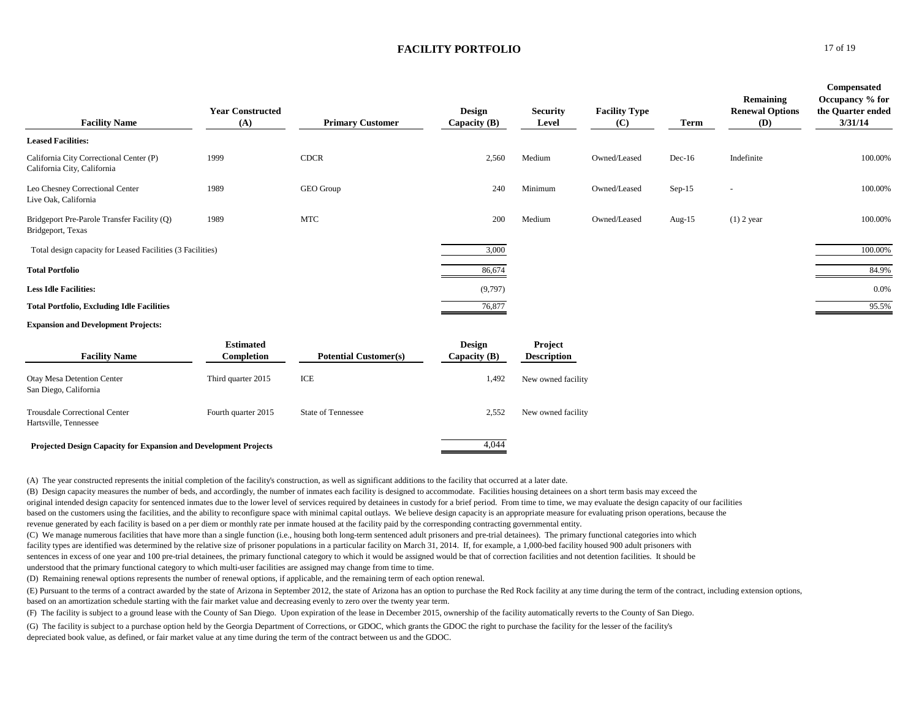# FACILITY PORTFOLIO

| Facility Name | Year Constructed (A) | Primary Customer | Design Capacity (B) | Security Level | Facility Type (C) | Term | Remaining Renewal Options (D) | Compensated Occupancy % for the Quarter ended 3/31/14 |
|---|---|---|---|---|---|---|---|---|
| **Leased Facilities:** | | | | | | | | |
| California City Correctional Center (P)<br>California City, California | 1999 | CDCR | 2,560 | Medium | Owned/Leased | Dec-16 | Indefinite | 100.00% |
| Leo Chesney Correctional Center<br>Live Oak, California | 1989 | GEO Group | 240 | Minimum | Owned/Leased | Sep-15 | - | 100.00% |
| Bridgeport Pre-Parole Transfer Facility (Q)<br>Bridgeport, Texas | 1989 | MTC | 200 | Medium | Owned/Leased | Aug-15 | (1) 2 year | 100.00% |
| Total design capacity for Leased Facilities (3 Facilities) | | | 3,000 | | | | | 100.00% |
| **Total Portfolio** | | | 86,674 | | | | | 84.9% |
| **Less Idle Facilities:** | | | (9,797) | | | | | 0.0% |
| **Total Portfolio, Excluding Idle Facilities** | | | 76,877 | | | | | 95.5% |

**Expansion and Development Projects:**

| Facility Name | Estimated Completion | Potential Customer(s) | Design Capacity (B) | Project Description |
|---|---|---|---|---|
| Otay Mesa Detention Center<br>San Diego, California | Third quarter 2015 | ICE | 1,492 | New owned facility |
| Trousdale Correctional Center<br>Hartsville, Tennessee | Fourth quarter 2015 | State of Tennessee | 2,552 | New owned facility |
| **Projected Design Capacity for Expansion and Development Projects** | | | 4,044 | |

(A) The year constructed represents the initial completion of the facility's construction, as well as significant additions to the facility that occurred at a later date.

(B) Design capacity measures the number of beds, and accordingly, the number of inmates each facility is designed to accommodate. Facilities housing detainees on a short term basis may exceed the original intended design capacity for sentenced inmates due to the lower level of services required by detainees in custody for a brief period. From time to time, we may evaluate the design capacity of our facilities based on the customers using the facilities, and the ability to reconfigure space with minimal capital outlays. We believe design capacity is an appropriate measure for evaluating prison operations, because the revenue generated by each facility is based on a per diem or monthly rate per inmate housed at the facility paid by the corresponding contracting governmental entity.

(C) We manage numerous facilities that have more than a single function (i.e., housing both long-term sentenced adult prisoners and pre-trial detainees). The primary functional categories into which facility types are identified was determined by the relative size of prisoner populations in a particular facility on March 31, 2014. If, for example, a 1,000-bed facility housed 900 adult prisoners with sentences in excess of one year and 100 pre-trial detainees, the primary functional category to which it would be assigned would be that of correction facilities and not detention facilities. It should be understood that the primary functional category to which multi-user facilities are assigned may change from time to time.

(D) Remaining renewal options represents the number of renewal options, if applicable, and the remaining term of each option renewal.

(E) Pursuant to the terms of a contract awarded by the state of Arizona in September 2012, the state of Arizona has an option to purchase the Red Rock facility at any time during the term of the contract, including extension options, based on an amortization schedule starting with the fair market value and decreasing evenly to zero over the twenty year term.

(F) The facility is subject to a ground lease with the County of San Diego. Upon expiration of the lease in December 2015, ownership of the facility automatically reverts to the County of San Diego.

(G) The facility is subject to a purchase option held by the Georgia Department of Corrections, or GDOC, which grants the GDOC the right to purchase the facility for the lesser of the facility's depreciated book value, as defined, or fair market value at any time during the term of the contract between us and the GDOC.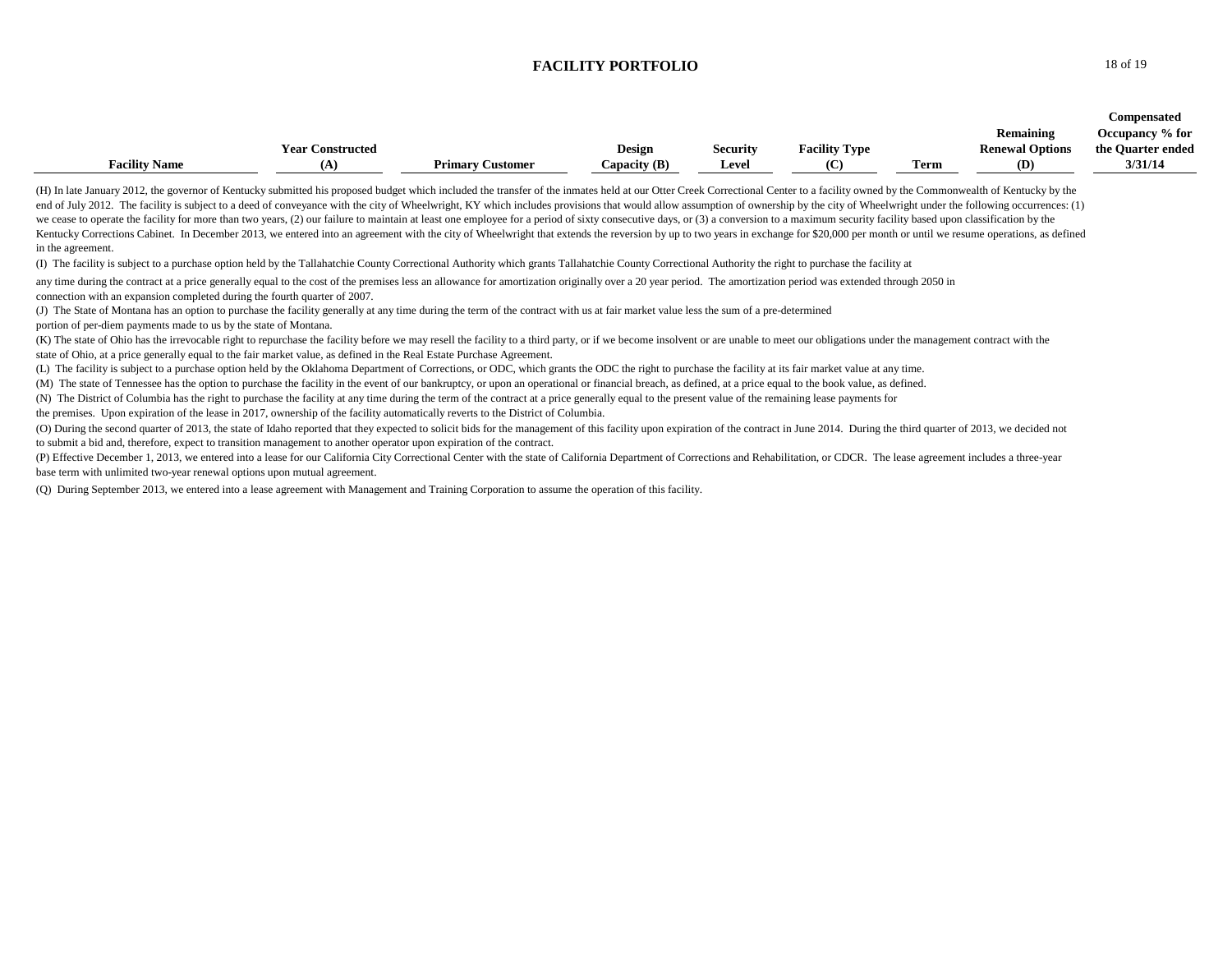# FACILITY PORTFOLIO

| Facility Name | Year Constructed (A) | Primary Customer | Design Capacity (B) | Security Level | Facility Type (C) | Term | Remaining Renewal Options (D) | Compensated Occupancy % for the Quarter ended 3/31/14 |
|---|---|---|---|---|---|---|---|---|

(H) In late January 2012, the governor of Kentucky submitted his proposed budget which included the transfer of the inmates held at our Otter Creek Correctional Center to a facility owned by the Commonwealth of Kentucky by the end of July 2012. The facility is subject to a deed of conveyance with the city of Wheelwright, KY which includes provisions that would allow assumption of ownership by the city of Wheelwright under the following occurrences: (1) we cease to operate the facility for more than two years, (2) our failure to maintain at least one employee for a period of sixty consecutive days, or (3) a conversion to a maximum security facility based upon classification by the Kentucky Corrections Cabinet. In December 2013, we entered into an agreement with the city of Wheelwright that extends the reversion by up to two years in exchange for $20,000 per month or until we resume operations, as defined in the agreement.

(I) The facility is subject to a purchase option held by the Tallahatchie County Correctional Authority which grants Tallahatchie County Correctional Authority the right to purchase the facility at any time during the contract at a price generally equal to the cost of the premises less an allowance for amortization originally over a 20 year period. The amortization period was extended through 2050 in connection with an expansion completed during the fourth quarter of 2007.

(J) The State of Montana has an option to purchase the facility generally at any time during the term of the contract with us at fair market value less the sum of a pre-determined portion of per-diem payments made to us by the state of Montana.

(K) The state of Ohio has the irrevocable right to repurchase the facility before we may resell the facility to a third party, or if we become insolvent or are unable to meet our obligations under the management contract with the state of Ohio, at a price generally equal to the fair market value, as defined in the Real Estate Purchase Agreement.

(L) The facility is subject to a purchase option held by the Oklahoma Department of Corrections, or ODC, which grants the ODC the right to purchase the facility at its fair market value at any time.

(M) The state of Tennessee has the option to purchase the facility in the event of our bankruptcy, or upon an operational or financial breach, as defined, at a price equal to the book value, as defined.

(N) The District of Columbia has the right to purchase the facility at any time during the term of the contract at a price generally equal to the present value of the remaining lease payments for the premises. Upon expiration of the lease in 2017, ownership of the facility automatically reverts to the District of Columbia.

(O) During the second quarter of 2013, the state of Idaho reported that they expected to solicit bids for the management of this facility upon expiration of the contract in June 2014. During the third quarter of 2013, we decided not to submit a bid and, therefore, expect to transition management to another operator upon expiration of the contract.

(P) Effective December 1, 2013, we entered into a lease for our California City Correctional Center with the state of California Department of Corrections and Rehabilitation, or CDCR. The lease agreement includes a three-year base term with unlimited two-year renewal options upon mutual agreement.

(Q) During September 2013, we entered into a lease agreement with Management and Training Corporation to assume the operation of this facility.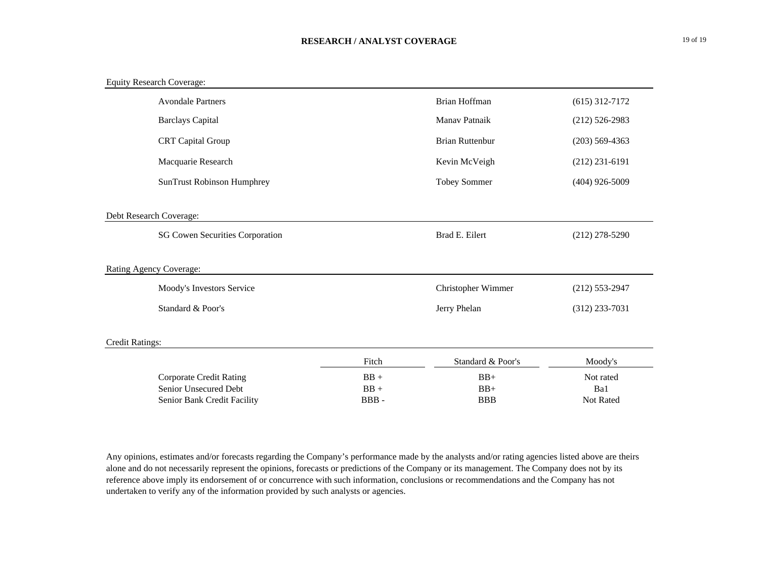# RESEARCH / ANALYST COVERAGE

Equity Research Coverage:

| | | |
|---|---|---|
| Avondale Partners | Brian Hoffman | (615) 312-7172 |
| Barclays Capital | Manav Patnaik | (212) 526-2983 |
| CRT Capital Group | Brian Ruttenbur | (203) 569-4363 |
| Macquarie Research | Kevin McVeigh | (212) 231-6191 |
| SunTrust Robinson Humphrey | Tobey Sommer | (404) 926-5009 |

Debt Research Coverage:

| | | |
|---|---|---|
| SG Cowen Securities Corporation | Brad E. Eilert | (212) 278-5290 |

Rating Agency Coverage:

| | | |
|---|---|---|
| Moody's Investors Service | Christopher Wimmer | (212) 553-2947 |
| Standard & Poor's | Jerry Phelan | (312) 233-7031 |

Credit Ratings:

| | Fitch | Standard & Poor's | Moody's |
|---|---|---|---|
| Corporate Credit Rating | BB + | BB+ | Not rated |
| Senior Unsecured Debt | BB + | BB+ | Ba1 |
| Senior Bank Credit Facility | BBB - | BBB | Not Rated |

Any opinions, estimates and/or forecasts regarding the Company's performance made by the analysts and/or rating agencies listed above are theirs alone and do not necessarily represent the opinions, forecasts or predictions of the Company or its management. The Company does not by its reference above imply its endorsement of or concurrence with such information, conclusions or recommendations and the Company has not undertaken to verify any of the information provided by such analysts or agencies.